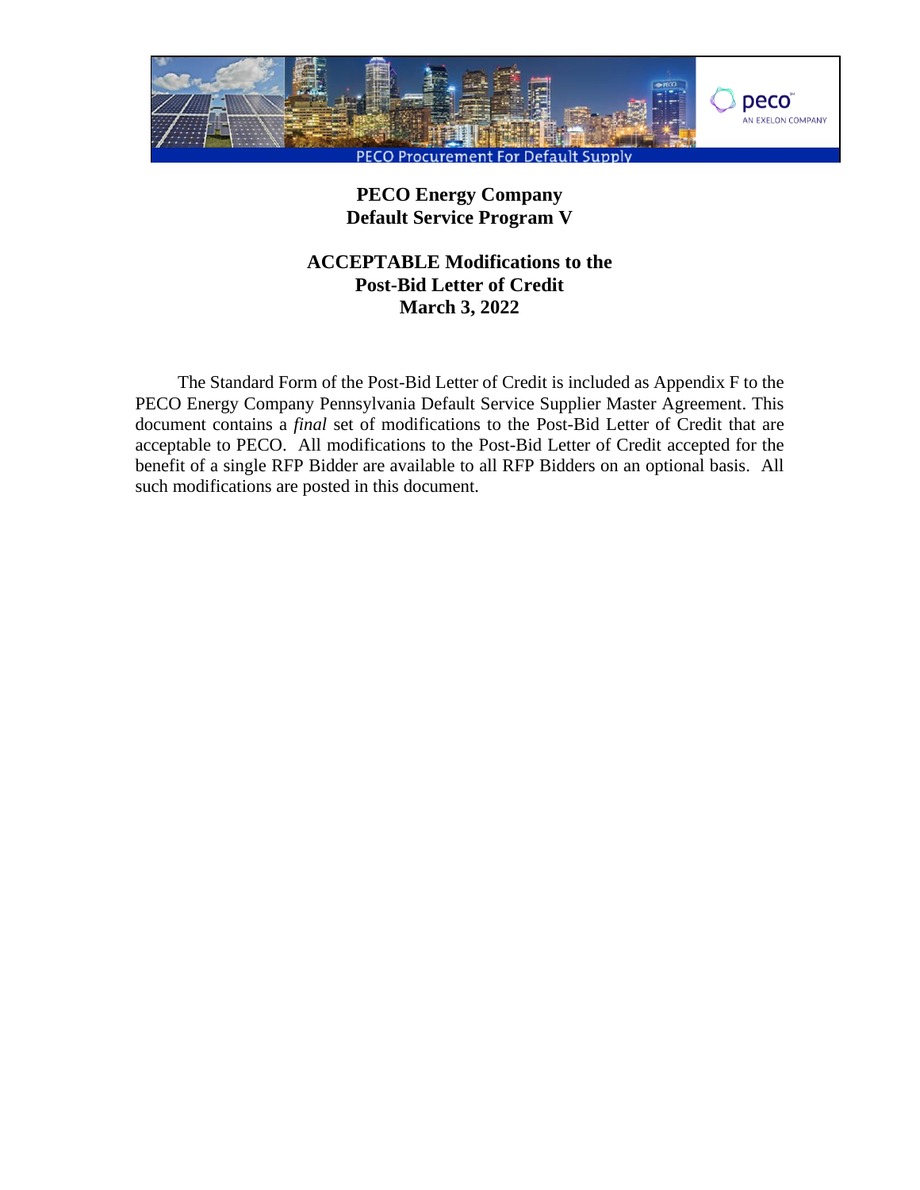# PECO Energy Company
# Default Service Program V

## ACCEPTABLE Modifications to the Post-Bid Letter of Credit
## March 3, 2022

The Standard Form of the Post-Bid Letter of Credit is included as Appendix F to the PECO Energy Company Pennsylvania Default Service Supplier Master Agreement. This document contains a *final* set of modifications to the Post-Bid Letter of Credit that are acceptable to PECO. All modifications to the Post-Bid Letter of Credit accepted for the benefit of a single RFP Bidder are available to all RFP Bidders on an optional basis. All such modifications are posted in this document.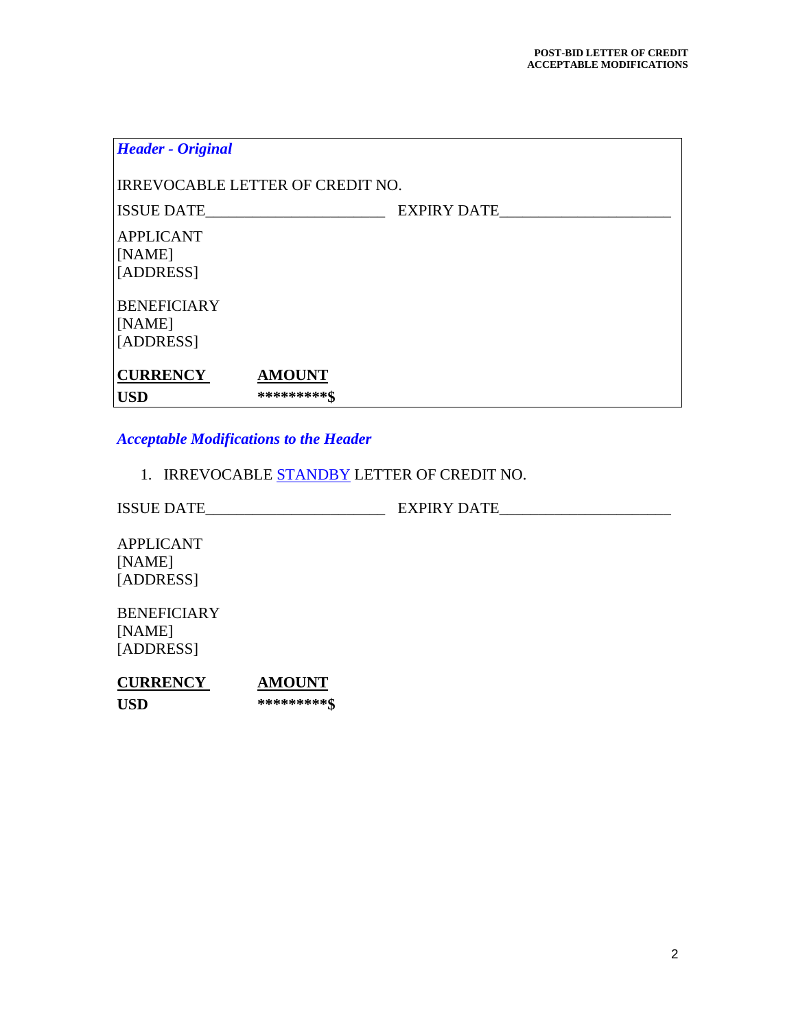***Header - Original***

IRREVOCABLE LETTER OF CREDIT NO.

ISSUE DATE______________________ EXPIRY DATE_____________________

APPLICANT
[NAME]
[ADDRESS]

BENEFICIARY
[NAME]
[ADDRESS]

| CURRENCY | AMOUNT |
|---|---|
| **USD** | **********$** |

***Acceptable Modifications to the Header***

1. IRREVOCABLE STANDBY LETTER OF CREDIT NO.

ISSUE DATE______________________ EXPIRY DATE_____________________

APPLICANT
[NAME]
[ADDRESS]

BENEFICIARY
[NAME]
[ADDRESS]

| CURRENCY | AMOUNT |
|---|---|
| **USD** | **********$** |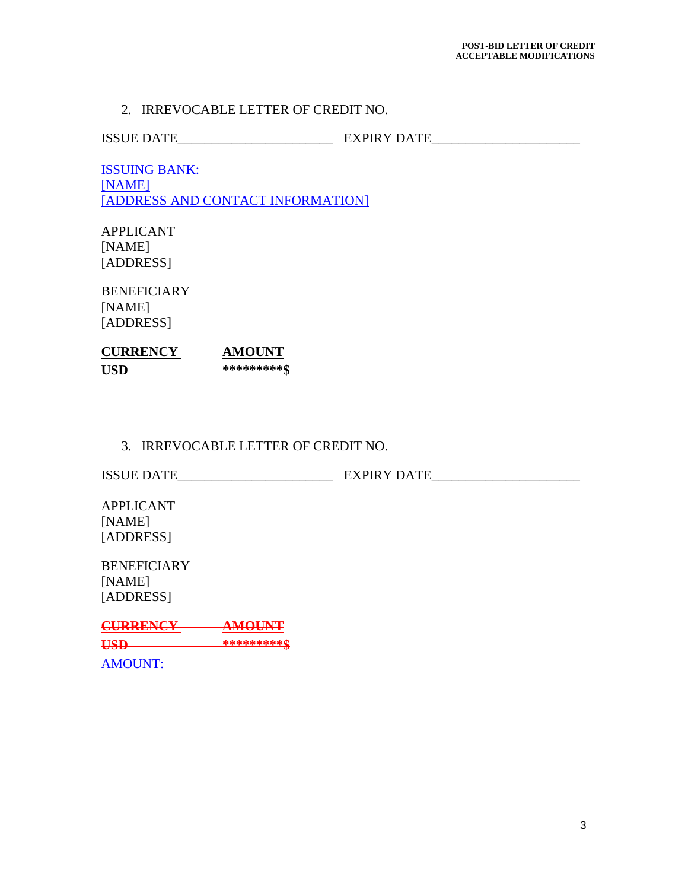2. IRREVOCABLE LETTER OF CREDIT NO.

ISSUE DATE______________________ EXPIRY DATE_____________________

ISSUING BANK:
[NAME]
[ADDRESS AND CONTACT INFORMATION]

APPLICANT
[NAME]
[ADDRESS]

BENEFICIARY
[NAME]
[ADDRESS]

| CURRENCY | AMOUNT |
|---|---|
| **USD** | ***********$** |

3. IRREVOCABLE LETTER OF CREDIT NO.

ISSUE DATE______________________ EXPIRY DATE_____________________

APPLICANT
[NAME]
[ADDRESS]

BENEFICIARY
[NAME]
[ADDRESS]

~~**CURRENCY** **AMOUNT**~~
~~**USD** ***********$**~~

AMOUNT: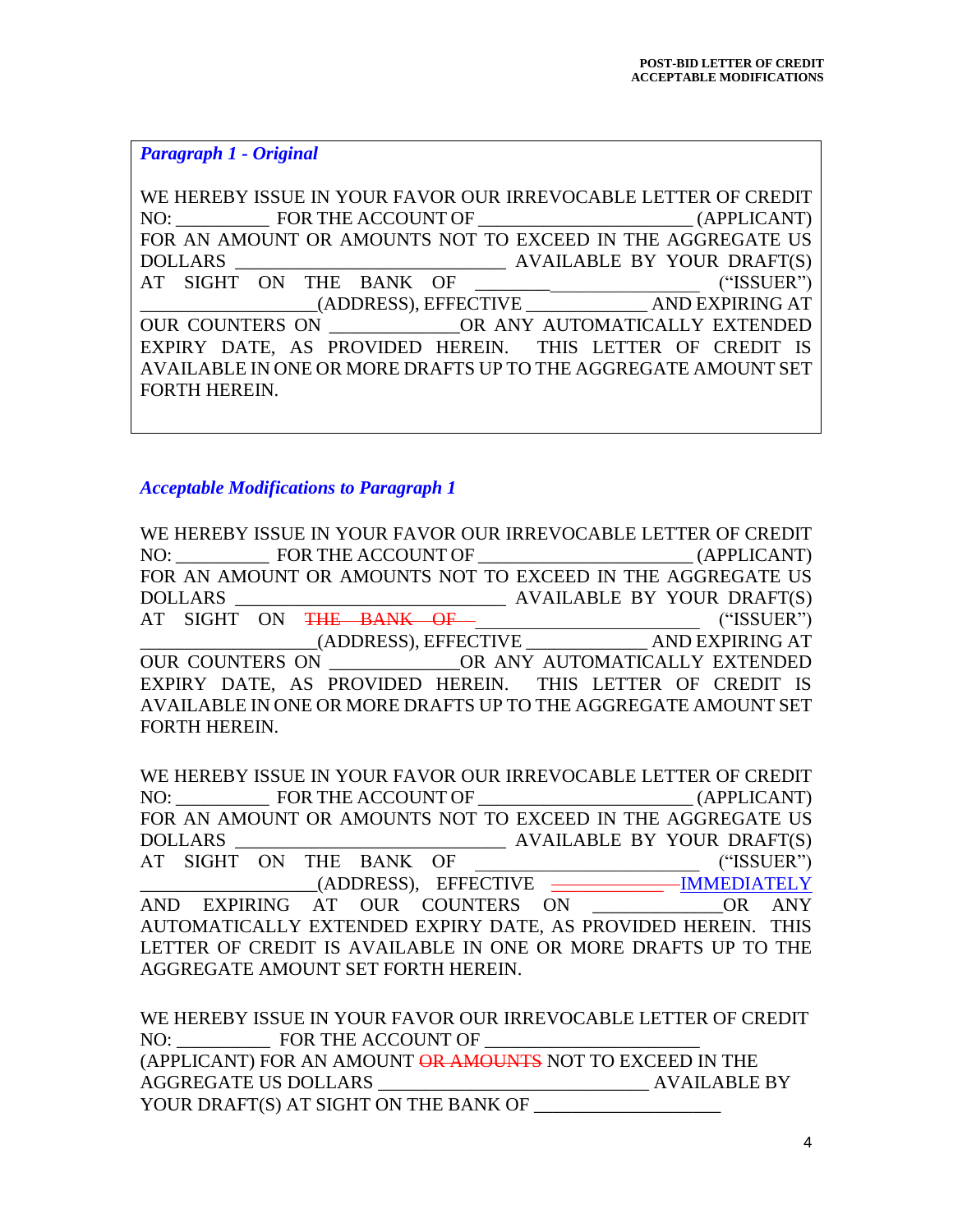*Paragraph 1 - Original*

WE HEREBY ISSUE IN YOUR FAVOR OUR IRREVOCABLE LETTER OF CREDIT NO: __________ FOR THE ACCOUNT OF ______________________ (APPLICANT) FOR AN AMOUNT OR AMOUNTS NOT TO EXCEED IN THE AGGREGATE US DOLLARS ____________________________ AVAILABLE BY YOUR DRAFT(S) AT SIGHT ON THE BANK OF ________________________ ("ISSUER") ___________________(ADDRESS), EFFECTIVE _____________ AND EXPIRING AT OUR COUNTERS ON _____________OR ANY AUTOMATICALLY EXTENDED EXPIRY DATE, AS PROVIDED HEREIN. THIS LETTER OF CREDIT IS AVAILABLE IN ONE OR MORE DRAFTS UP TO THE AGGREGATE AMOUNT SET FORTH HEREIN.

*Acceptable Modifications to Paragraph 1*

WE HEREBY ISSUE IN YOUR FAVOR OUR IRREVOCABLE LETTER OF CREDIT NO: __________ FOR THE ACCOUNT OF ______________________ (APPLICANT) FOR AN AMOUNT OR AMOUNTS NOT TO EXCEED IN THE AGGREGATE US DOLLARS ____________________________ AVAILABLE BY YOUR DRAFT(S) AT SIGHT ON ~~THE BANK OF~~ ________________________ ("ISSUER") ___________________(ADDRESS), EFFECTIVE _____________ AND EXPIRING AT OUR COUNTERS ON _____________OR ANY AUTOMATICALLY EXTENDED EXPIRY DATE, AS PROVIDED HEREIN. THIS LETTER OF CREDIT IS AVAILABLE IN ONE OR MORE DRAFTS UP TO THE AGGREGATE AMOUNT SET FORTH HEREIN.

WE HEREBY ISSUE IN YOUR FAVOR OUR IRREVOCABLE LETTER OF CREDIT NO: __________ FOR THE ACCOUNT OF ______________________ (APPLICANT) FOR AN AMOUNT OR AMOUNTS NOT TO EXCEED IN THE AGGREGATE US DOLLARS ____________________________ AVAILABLE BY YOUR DRAFT(S) AT SIGHT ON THE BANK OF ________________________ ("ISSUER") ___________________(ADDRESS), EFFECTIVE ~~_____________~~ IMMEDIATELY AND EXPIRING AT OUR COUNTERS ON _____________OR ANY AUTOMATICALLY EXTENDED EXPIRY DATE, AS PROVIDED HEREIN. THIS LETTER OF CREDIT IS AVAILABLE IN ONE OR MORE DRAFTS UP TO THE AGGREGATE AMOUNT SET FORTH HEREIN.

WE HEREBY ISSUE IN YOUR FAVOR OUR IRREVOCABLE LETTER OF CREDIT NO: __________ FOR THE ACCOUNT OF ______________________ (APPLICANT) FOR AN AMOUNT ~~OR AMOUNTS~~ NOT TO EXCEED IN THE AGGREGATE US DOLLARS ____________________________ AVAILABLE BY YOUR DRAFT(S) AT SIGHT ON THE BANK OF ____________________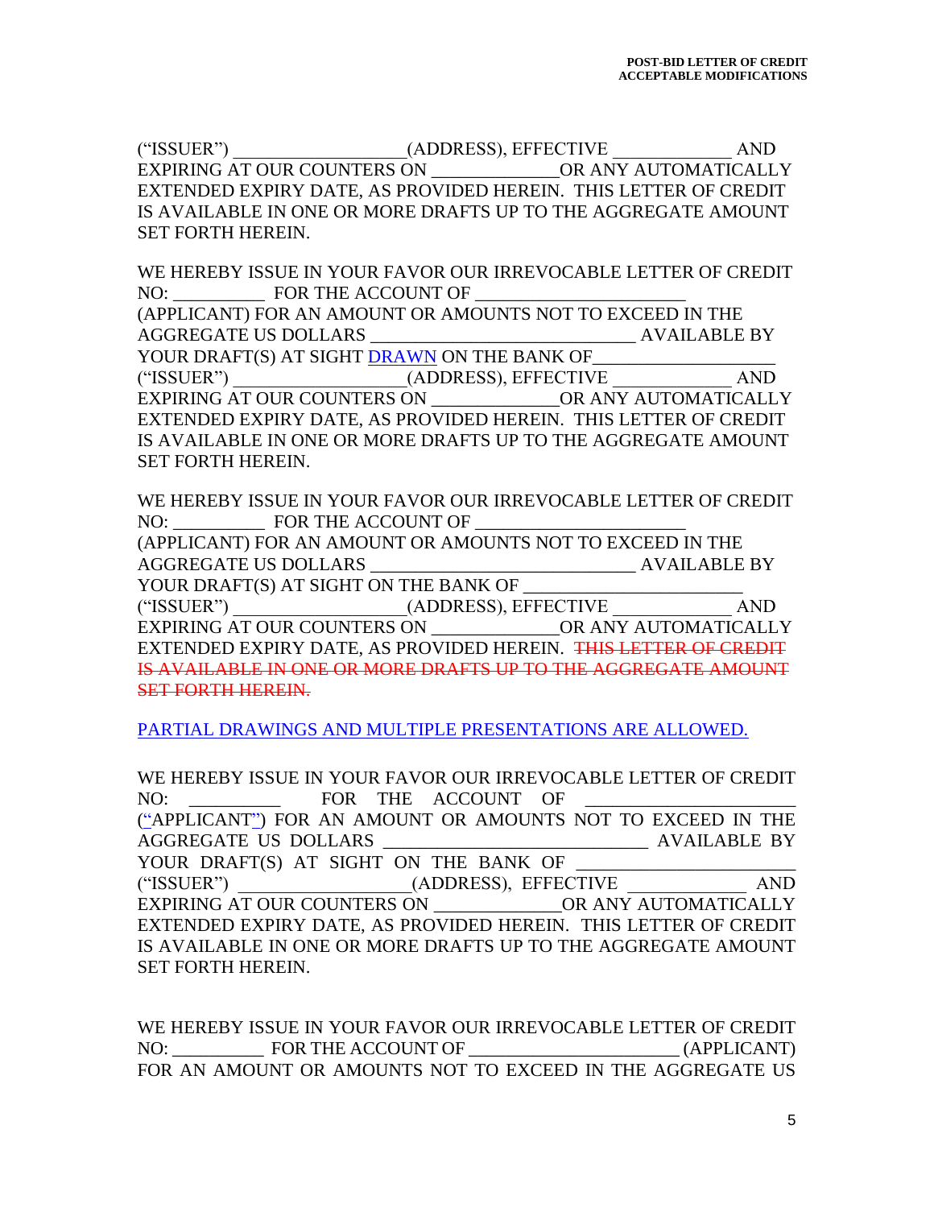("ISSUER") ___________________(ADDRESS), EFFECTIVE _____________ AND EXPIRING AT OUR COUNTERS ON ______________OR ANY AUTOMATICALLY EXTENDED EXPIRY DATE, AS PROVIDED HEREIN. THIS LETTER OF CREDIT IS AVAILABLE IN ONE OR MORE DRAFTS UP TO THE AGGREGATE AMOUNT SET FORTH HEREIN.

WE HEREBY ISSUE IN YOUR FAVOR OUR IRREVOCABLE LETTER OF CREDIT NO: __________ FOR THE ACCOUNT OF _______________________ (APPLICANT) FOR AN AMOUNT OR AMOUNTS NOT TO EXCEED IN THE AGGREGATE US DOLLARS _____________________________ AVAILABLE BY YOUR DRAFT(S) AT SIGHT DRAWN ON THE BANK OF___________________ ("ISSUER") ___________________(ADDRESS), EFFECTIVE _____________ AND EXPIRING AT OUR COUNTERS ON ______________OR ANY AUTOMATICALLY EXTENDED EXPIRY DATE, AS PROVIDED HEREIN. THIS LETTER OF CREDIT IS AVAILABLE IN ONE OR MORE DRAFTS UP TO THE AGGREGATE AMOUNT SET FORTH HEREIN.

WE HEREBY ISSUE IN YOUR FAVOR OUR IRREVOCABLE LETTER OF CREDIT NO: __________ FOR THE ACCOUNT OF _______________________ (APPLICANT) FOR AN AMOUNT OR AMOUNTS NOT TO EXCEED IN THE AGGREGATE US DOLLARS _____________________________ AVAILABLE BY YOUR DRAFT(S) AT SIGHT ON THE BANK OF ________________________ ("ISSUER") ___________________(ADDRESS), EFFECTIVE _____________ AND EXPIRING AT OUR COUNTERS ON ______________OR ANY AUTOMATICALLY EXTENDED EXPIRY DATE, AS PROVIDED HEREIN. ~~THIS LETTER OF CREDIT IS AVAILABLE IN ONE OR MORE DRAFTS UP TO THE AGGREGATE AMOUNT SET FORTH HEREIN.~~

PARTIAL DRAWINGS AND MULTIPLE PRESENTATIONS ARE ALLOWED.

WE HEREBY ISSUE IN YOUR FAVOR OUR IRREVOCABLE LETTER OF CREDIT NO: __________ FOR THE ACCOUNT OF _______________________ ("APPLICANT") FOR AN AMOUNT OR AMOUNTS NOT TO EXCEED IN THE AGGREGATE US DOLLARS _____________________________ AVAILABLE BY YOUR DRAFT(S) AT SIGHT ON THE BANK OF _______________________ ("ISSUER") ___________________(ADDRESS), EFFECTIVE _____________ AND EXPIRING AT OUR COUNTERS ON ______________OR ANY AUTOMATICALLY EXTENDED EXPIRY DATE, AS PROVIDED HEREIN. THIS LETTER OF CREDIT IS AVAILABLE IN ONE OR MORE DRAFTS UP TO THE AGGREGATE AMOUNT SET FORTH HEREIN.

WE HEREBY ISSUE IN YOUR FAVOR OUR IRREVOCABLE LETTER OF CREDIT NO: __________ FOR THE ACCOUNT OF _______________________ (APPLICANT) FOR AN AMOUNT OR AMOUNTS NOT TO EXCEED IN THE AGGREGATE US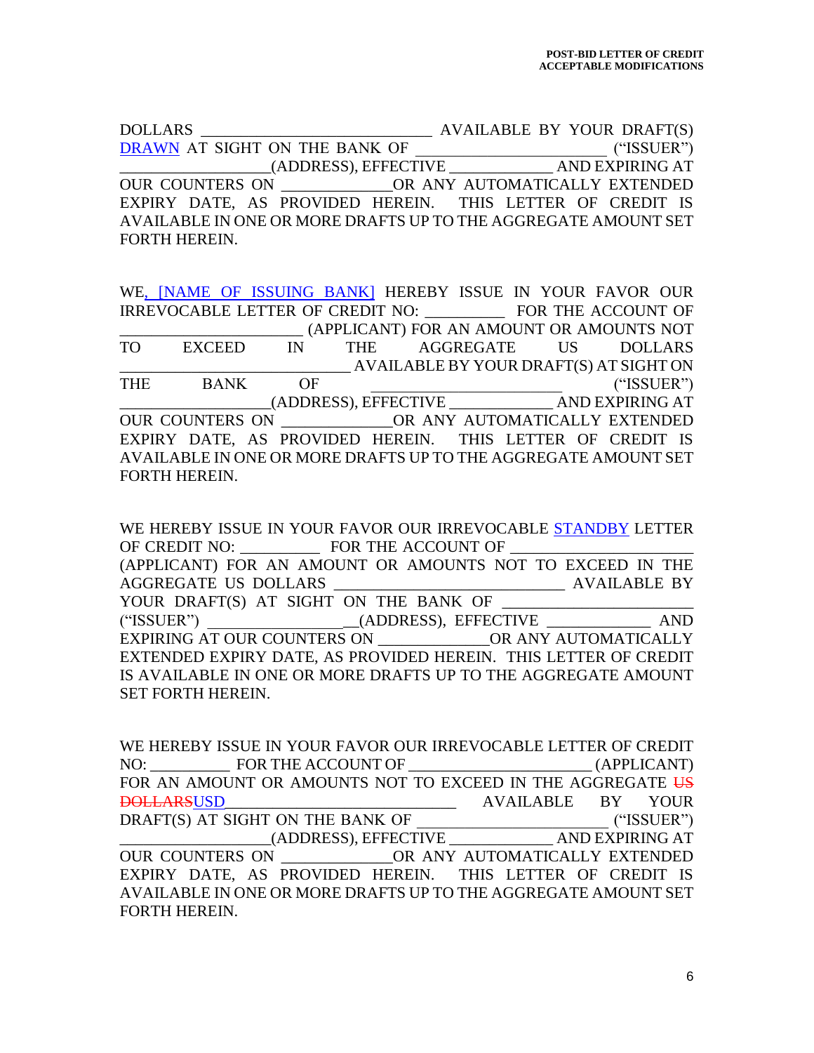DOLLARS ____________________________ AVAILABLE BY YOUR DRAFT(S) DRAWN AT SIGHT ON THE BANK OF _______________________ ("ISSUER") __________________(ADDRESS), EFFECTIVE _____________ AND EXPIRING AT OUR COUNTERS ON _____________OR ANY AUTOMATICALLY EXTENDED EXPIRY DATE, AS PROVIDED HEREIN. THIS LETTER OF CREDIT IS AVAILABLE IN ONE OR MORE DRAFTS UP TO THE AGGREGATE AMOUNT SET FORTH HEREIN.

WE, [NAME OF ISSUING BANK] HEREBY ISSUE IN YOUR FAVOR OUR IRREVOCABLE LETTER OF CREDIT NO: _________ FOR THE ACCOUNT OF ______________________ (APPLICANT) FOR AN AMOUNT OR AMOUNTS NOT TO EXCEED IN THE AGGREGATE US DOLLARS ____________________________ AVAILABLE BY YOUR DRAFT(S) AT SIGHT ON THE BANK OF _______________________ ("ISSUER") __________________(ADDRESS), EFFECTIVE _____________ AND EXPIRING AT OUR COUNTERS ON _____________OR ANY AUTOMATICALLY EXTENDED EXPIRY DATE, AS PROVIDED HEREIN. THIS LETTER OF CREDIT IS AVAILABLE IN ONE OR MORE DRAFTS UP TO THE AGGREGATE AMOUNT SET FORTH HEREIN.

WE HEREBY ISSUE IN YOUR FAVOR OUR IRREVOCABLE STANDBY LETTER OF CREDIT NO: _________ FOR THE ACCOUNT OF ______________________ (APPLICANT) FOR AN AMOUNT OR AMOUNTS NOT TO EXCEED IN THE AGGREGATE US DOLLARS ____________________________ AVAILABLE BY YOUR DRAFT(S) AT SIGHT ON THE BANK OF _______________________ ("ISSUER") __________________(ADDRESS), EFFECTIVE _____________ AND EXPIRING AT OUR COUNTERS ON _____________OR ANY AUTOMATICALLY EXTENDED EXPIRY DATE, AS PROVIDED HEREIN. THIS LETTER OF CREDIT IS AVAILABLE IN ONE OR MORE DRAFTS UP TO THE AGGREGATE AMOUNT SET FORTH HEREIN.

WE HEREBY ISSUE IN YOUR FAVOR OUR IRREVOCABLE LETTER OF CREDIT NO: _________ FOR THE ACCOUNT OF ______________________ (APPLICANT) FOR AN AMOUNT OR AMOUNTS NOT TO EXCEED IN THE AGGREGATE ~~US DOLLARS~~USD____________________________ AVAILABLE BY YOUR DRAFT(S) AT SIGHT ON THE BANK OF _______________________ ("ISSUER") __________________(ADDRESS), EFFECTIVE _____________ AND EXPIRING AT OUR COUNTERS ON _____________OR ANY AUTOMATICALLY EXTENDED EXPIRY DATE, AS PROVIDED HEREIN. THIS LETTER OF CREDIT IS AVAILABLE IN ONE OR MORE DRAFTS UP TO THE AGGREGATE AMOUNT SET FORTH HEREIN.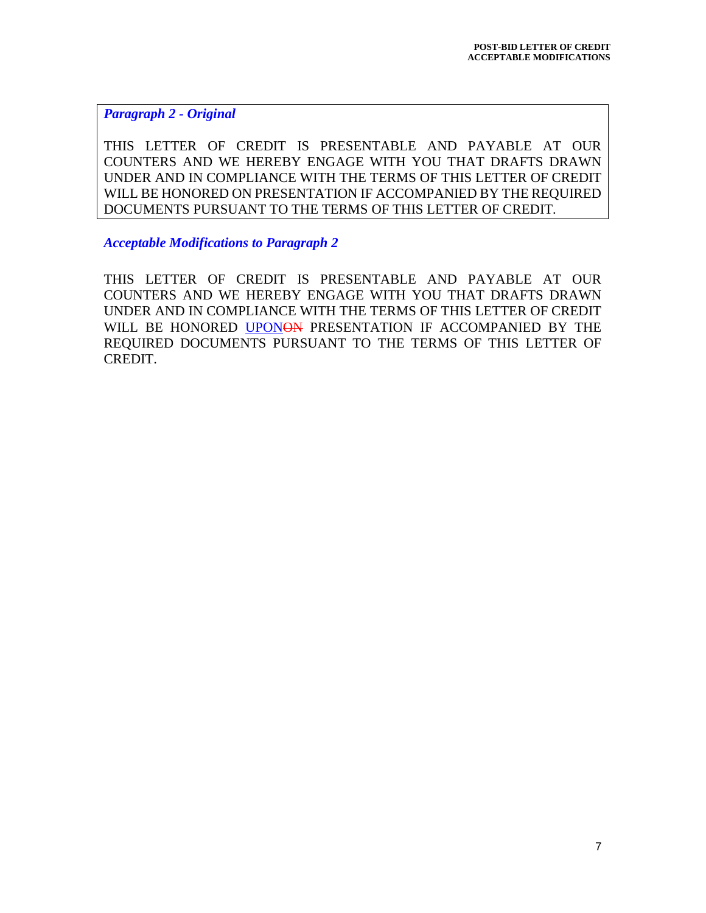***Paragraph 2 - Original***

THIS LETTER OF CREDIT IS PRESENTABLE AND PAYABLE AT OUR COUNTERS AND WE HEREBY ENGAGE WITH YOU THAT DRAFTS DRAWN UNDER AND IN COMPLIANCE WITH THE TERMS OF THIS LETTER OF CREDIT WILL BE HONORED ON PRESENTATION IF ACCOMPANIED BY THE REQUIRED DOCUMENTS PURSUANT TO THE TERMS OF THIS LETTER OF CREDIT.

***Acceptable Modifications to Paragraph 2***

THIS LETTER OF CREDIT IS PRESENTABLE AND PAYABLE AT OUR COUNTERS AND WE HEREBY ENGAGE WITH YOU THAT DRAFTS DRAWN UNDER AND IN COMPLIANCE WITH THE TERMS OF THIS LETTER OF CREDIT WILL BE HONORED <u>UPON</u>~~ON~~ PRESENTATION IF ACCOMPANIED BY THE REQUIRED DOCUMENTS PURSUANT TO THE TERMS OF THIS LETTER OF CREDIT.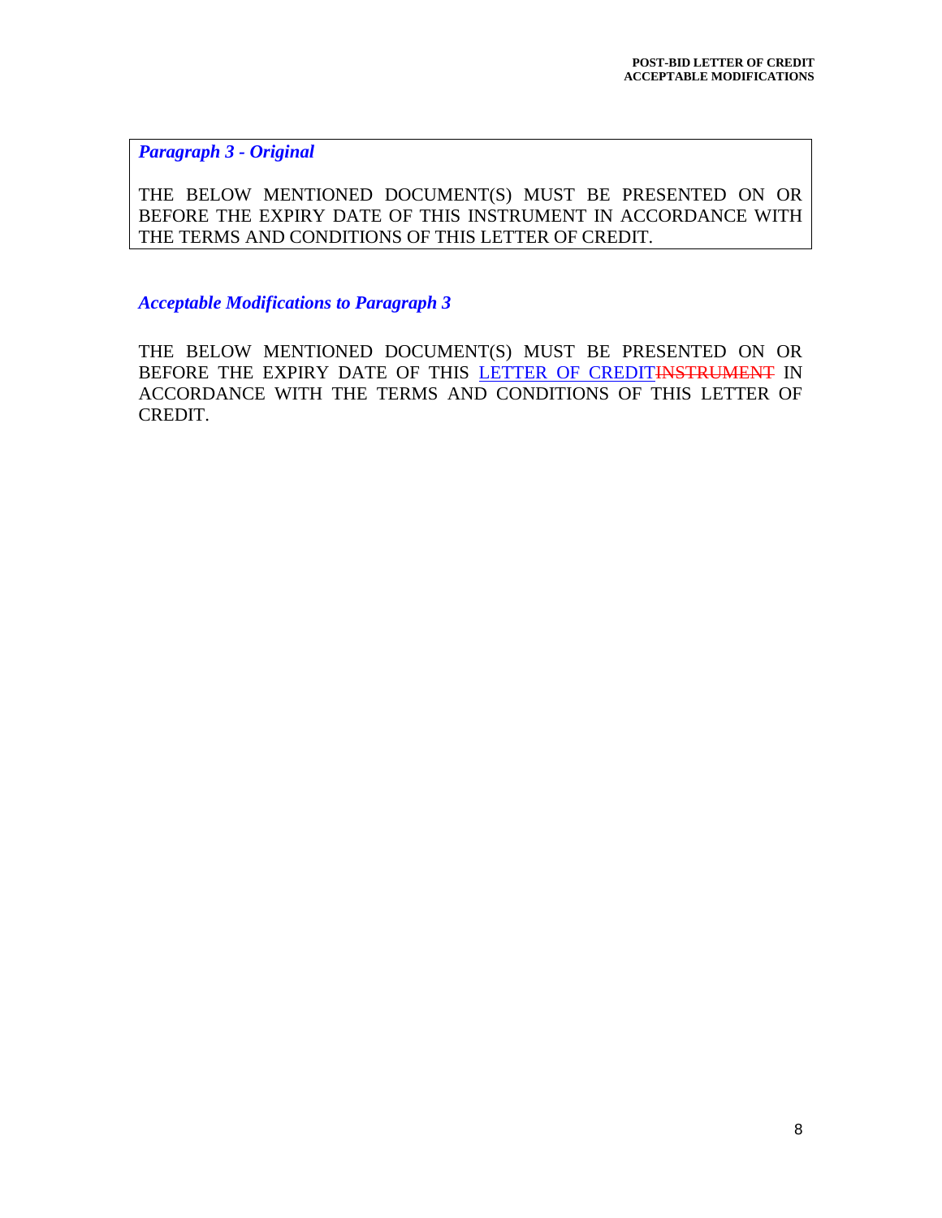***Paragraph 3 - Original***

THE BELOW MENTIONED DOCUMENT(S) MUST BE PRESENTED ON OR BEFORE THE EXPIRY DATE OF THIS INSTRUMENT IN ACCORDANCE WITH THE TERMS AND CONDITIONS OF THIS LETTER OF CREDIT.

***Acceptable Modifications to Paragraph 3***

THE BELOW MENTIONED DOCUMENT(S) MUST BE PRESENTED ON OR BEFORE THE EXPIRY DATE OF THIS <u>LETTER OF CREDIT</u>~~INSTRUMENT~~ IN ACCORDANCE WITH THE TERMS AND CONDITIONS OF THIS LETTER OF CREDIT.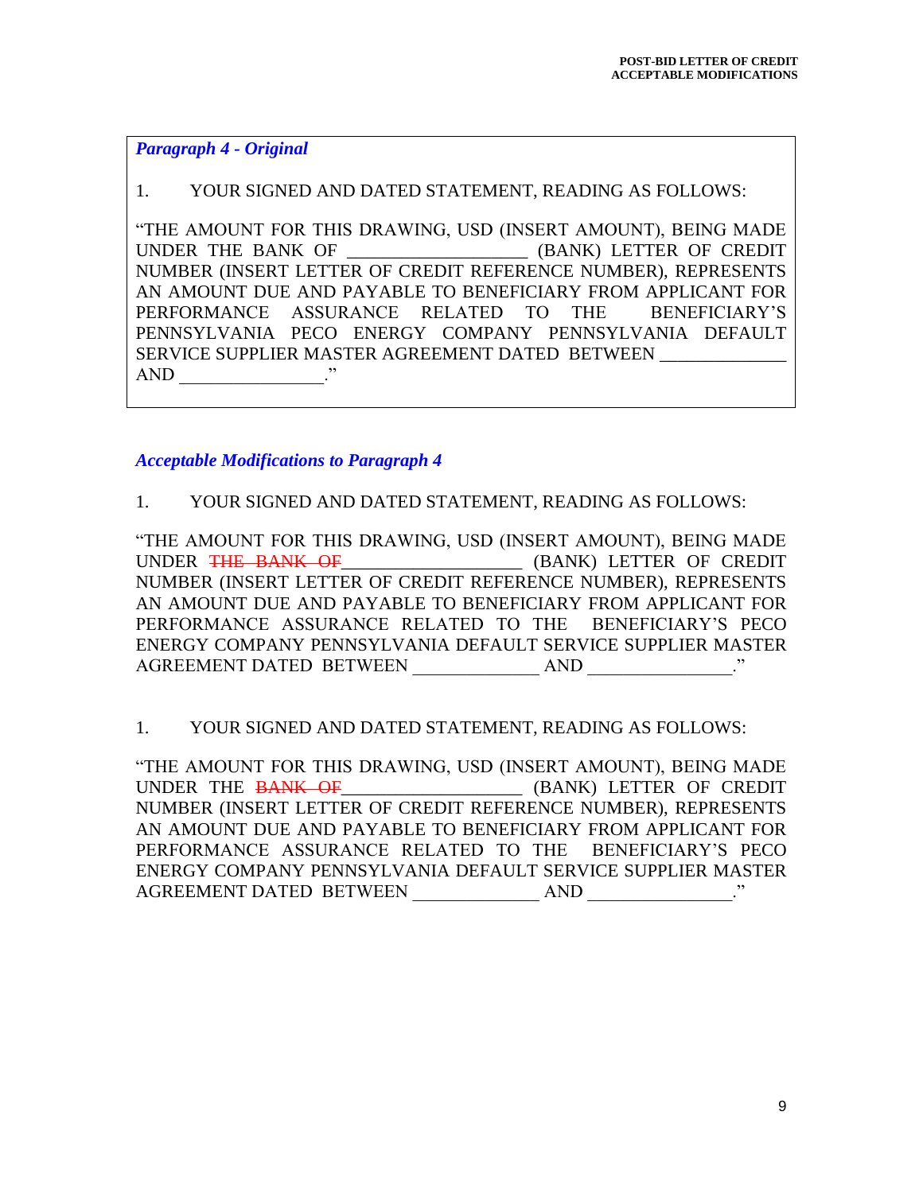***Paragraph 4 - Original***

1. YOUR SIGNED AND DATED STATEMENT, READING AS FOLLOWS:

"THE AMOUNT FOR THIS DRAWING, USD (INSERT AMOUNT), BEING MADE UNDER THE BANK OF ___________________ (BANK) LETTER OF CREDIT NUMBER (INSERT LETTER OF CREDIT REFERENCE NUMBER), REPRESENTS AN AMOUNT DUE AND PAYABLE TO BENEFICIARY FROM APPLICANT FOR PERFORMANCE ASSURANCE RELATED TO THE BENEFICIARY'S PENNSYLVANIA PECO ENERGY COMPANY PENNSYLVANIA DEFAULT SERVICE SUPPLIER MASTER AGREEMENT DATED BETWEEN _____________ AND _______________."

***Acceptable Modifications to Paragraph 4***

1. YOUR SIGNED AND DATED STATEMENT, READING AS FOLLOWS:

"THE AMOUNT FOR THIS DRAWING, USD (INSERT AMOUNT), BEING MADE UNDER ~~THE BANK OF~~___________________ (BANK) LETTER OF CREDIT NUMBER (INSERT LETTER OF CREDIT REFERENCE NUMBER), REPRESENTS AN AMOUNT DUE AND PAYABLE TO BENEFICIARY FROM APPLICANT FOR PERFORMANCE ASSURANCE RELATED TO THE BENEFICIARY'S PECO ENERGY COMPANY PENNSYLVANIA DEFAULT SERVICE SUPPLIER MASTER AGREEMENT DATED BETWEEN _____________ AND _______________."

1. YOUR SIGNED AND DATED STATEMENT, READING AS FOLLOWS:

"THE AMOUNT FOR THIS DRAWING, USD (INSERT AMOUNT), BEING MADE UNDER THE ~~BANK OF~~___________________ (BANK) LETTER OF CREDIT NUMBER (INSERT LETTER OF CREDIT REFERENCE NUMBER), REPRESENTS AN AMOUNT DUE AND PAYABLE TO BENEFICIARY FROM APPLICANT FOR PERFORMANCE ASSURANCE RELATED TO THE BENEFICIARY'S PECO ENERGY COMPANY PENNSYLVANIA DEFAULT SERVICE SUPPLIER MASTER AGREEMENT DATED BETWEEN _____________ AND _______________."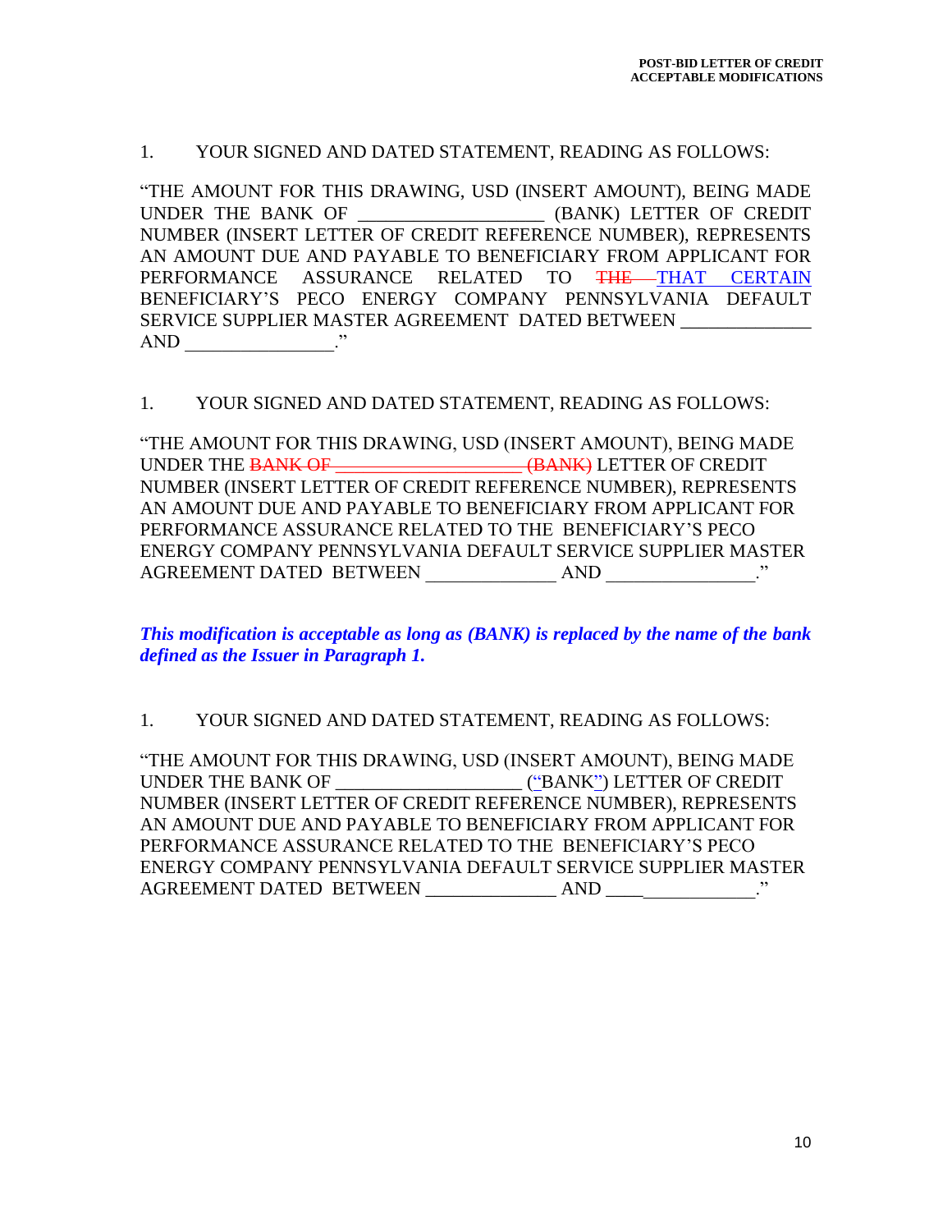1. YOUR SIGNED AND DATED STATEMENT, READING AS FOLLOWS:

"THE AMOUNT FOR THIS DRAWING, USD (INSERT AMOUNT), BEING MADE UNDER THE BANK OF ___________________ (BANK) LETTER OF CREDIT NUMBER (INSERT LETTER OF CREDIT REFERENCE NUMBER), REPRESENTS AN AMOUNT DUE AND PAYABLE TO BENEFICIARY FROM APPLICANT FOR PERFORMANCE ASSURANCE RELATED TO ~~THE~~ THAT CERTAIN BENEFICIARY'S PECO ENERGY COMPANY PENNSYLVANIA DEFAULT SERVICE SUPPLIER MASTER AGREEMENT DATED BETWEEN _____________ AND ________________."

1. YOUR SIGNED AND DATED STATEMENT, READING AS FOLLOWS:

"THE AMOUNT FOR THIS DRAWING, USD (INSERT AMOUNT), BEING MADE UNDER THE ~~BANK OF ___________________ (BANK)~~ LETTER OF CREDIT NUMBER (INSERT LETTER OF CREDIT REFERENCE NUMBER), REPRESENTS AN AMOUNT DUE AND PAYABLE TO BENEFICIARY FROM APPLICANT FOR PERFORMANCE ASSURANCE RELATED TO THE BENEFICIARY'S PECO ENERGY COMPANY PENNSYLVANIA DEFAULT SERVICE SUPPLIER MASTER AGREEMENT DATED BETWEEN _____________ AND ________________."

***This modification is acceptable as long as (BANK) is replaced by the name of the bank defined as the Issuer in Paragraph 1.***

1. YOUR SIGNED AND DATED STATEMENT, READING AS FOLLOWS:

"THE AMOUNT FOR THIS DRAWING, USD (INSERT AMOUNT), BEING MADE UNDER THE BANK OF ___________________ ("BANK") LETTER OF CREDIT NUMBER (INSERT LETTER OF CREDIT REFERENCE NUMBER), REPRESENTS AN AMOUNT DUE AND PAYABLE TO BENEFICIARY FROM APPLICANT FOR PERFORMANCE ASSURANCE RELATED TO THE BENEFICIARY'S PECO ENERGY COMPANY PENNSYLVANIA DEFAULT SERVICE SUPPLIER MASTER AGREEMENT DATED BETWEEN _____________ AND ________________."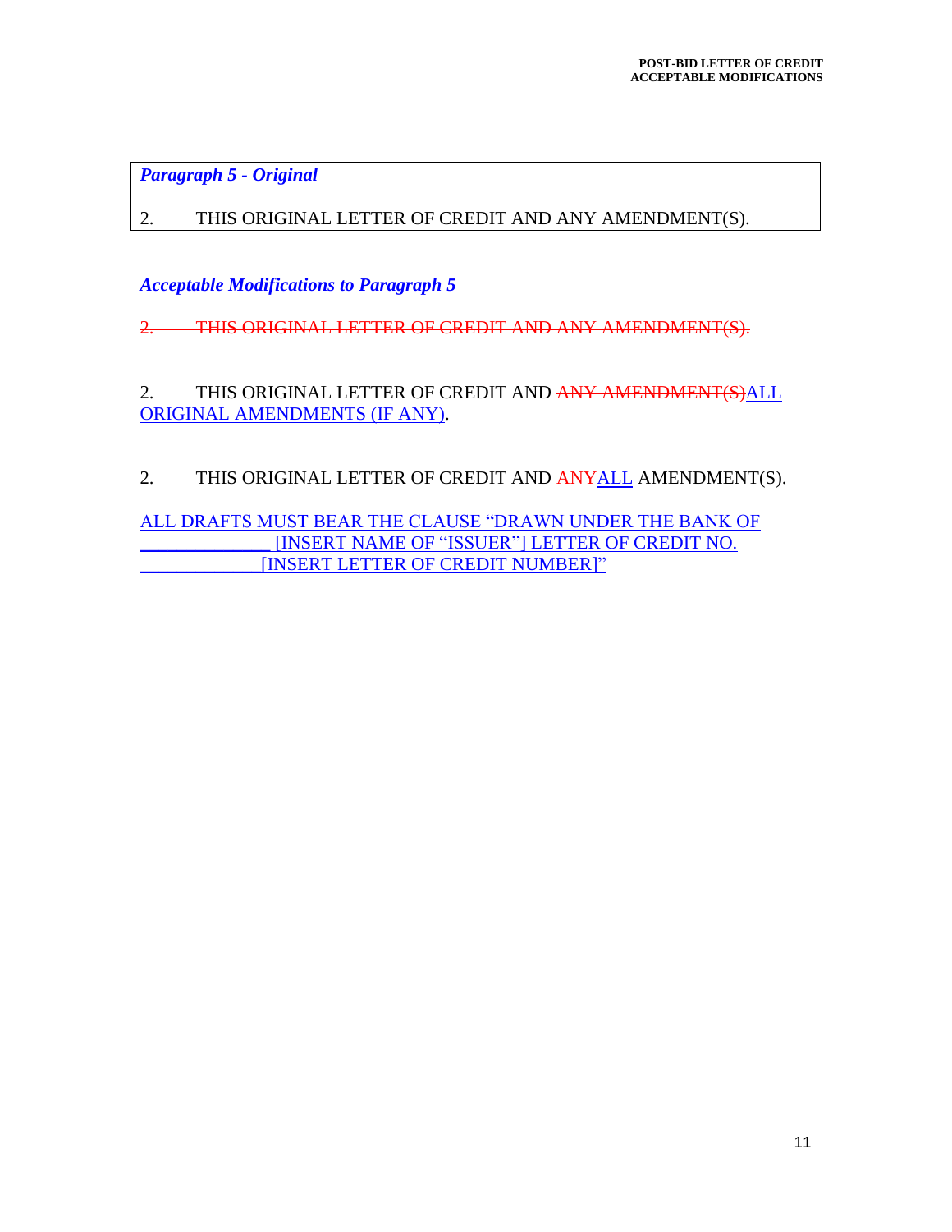***Paragraph 5 - Original***

2. THIS ORIGINAL LETTER OF CREDIT AND ANY AMENDMENT(S).

***Acceptable Modifications to Paragraph 5***

~~2. THIS ORIGINAL LETTER OF CREDIT AND ANY AMENDMENT(S).~~

2. THIS ORIGINAL LETTER OF CREDIT AND ~~ANY AMENDMENT(S)~~ALL ORIGINAL AMENDMENTS (IF ANY).

2. THIS ORIGINAL LETTER OF CREDIT AND ~~ANY~~ALL AMENDMENT(S).

ALL DRAFTS MUST BEAR THE CLAUSE “DRAWN UNDER THE BANK OF _____________ [INSERT NAME OF “ISSUER”] LETTER OF CREDIT NO. ____________[INSERT LETTER OF CREDIT NUMBER]”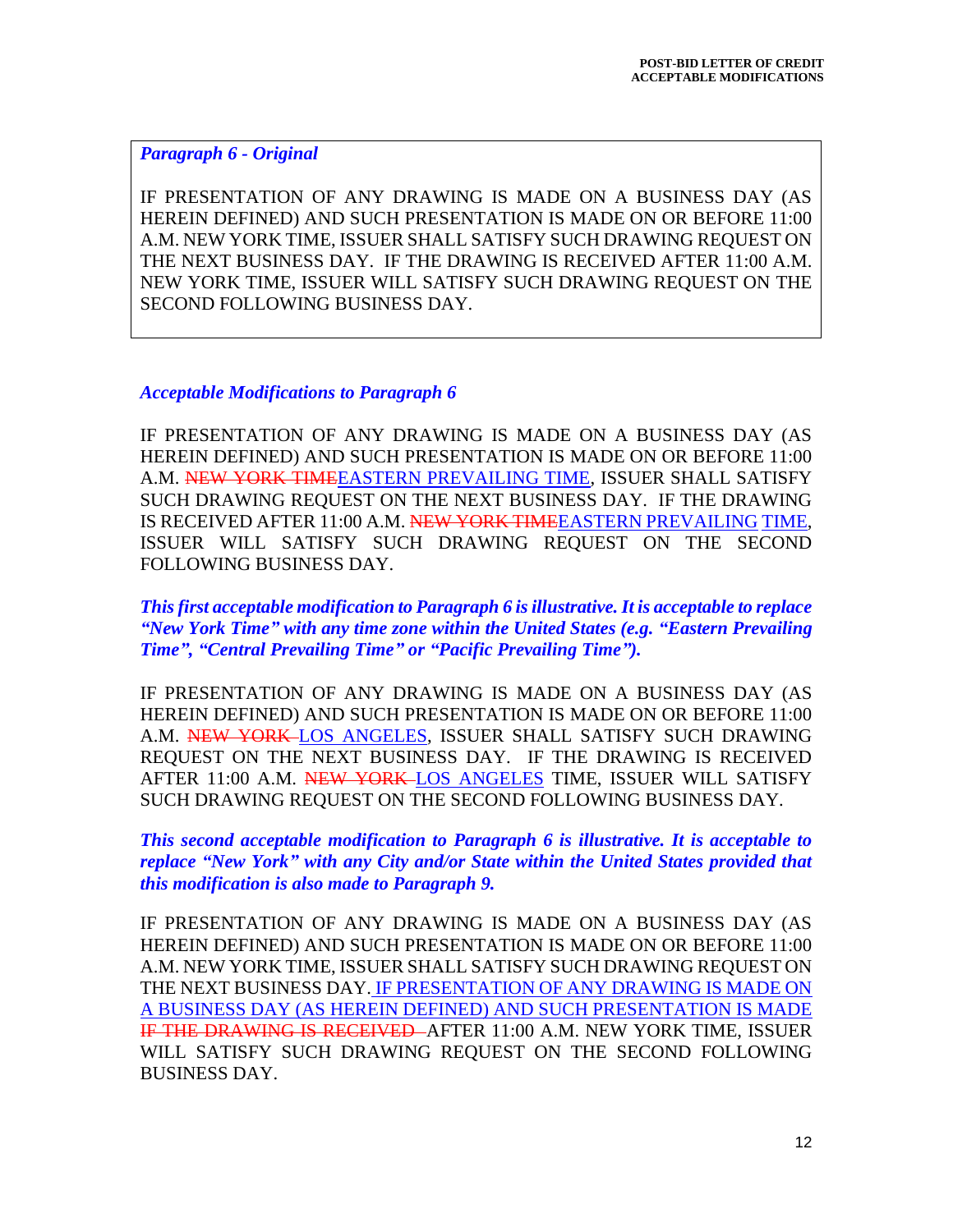***Paragraph 6 - Original***

IF PRESENTATION OF ANY DRAWING IS MADE ON A BUSINESS DAY (AS HEREIN DEFINED) AND SUCH PRESENTATION IS MADE ON OR BEFORE 11:00 A.M. NEW YORK TIME, ISSUER SHALL SATISFY SUCH DRAWING REQUEST ON THE NEXT BUSINESS DAY. IF THE DRAWING IS RECEIVED AFTER 11:00 A.M. NEW YORK TIME, ISSUER WILL SATISFY SUCH DRAWING REQUEST ON THE SECOND FOLLOWING BUSINESS DAY.

***Acceptable Modifications to Paragraph 6***

IF PRESENTATION OF ANY DRAWING IS MADE ON A BUSINESS DAY (AS HEREIN DEFINED) AND SUCH PRESENTATION IS MADE ON OR BEFORE 11:00 A.M. ~~NEW YORK TIME~~<u>EASTERN PREVAILING TIME</u>, ISSUER SHALL SATISFY SUCH DRAWING REQUEST ON THE NEXT BUSINESS DAY. IF THE DRAWING IS RECEIVED AFTER 11:00 A.M. ~~NEW YORK TIME~~<u>EASTERN PREVAILING TIME</u>, ISSUER WILL SATISFY SUCH DRAWING REQUEST ON THE SECOND FOLLOWING BUSINESS DAY.

***This first acceptable modification to Paragraph 6 is illustrative. It is acceptable to replace "New York Time" with any time zone within the United States (e.g. "Eastern Prevailing Time", "Central Prevailing Time" or "Pacific Prevailing Time").***

IF PRESENTATION OF ANY DRAWING IS MADE ON A BUSINESS DAY (AS HEREIN DEFINED) AND SUCH PRESENTATION IS MADE ON OR BEFORE 11:00 A.M. ~~NEW YORK~~ <u>LOS ANGELES</u>, ISSUER SHALL SATISFY SUCH DRAWING REQUEST ON THE NEXT BUSINESS DAY. IF THE DRAWING IS RECEIVED AFTER 11:00 A.M. ~~NEW YORK~~ <u>LOS ANGELES</u> TIME, ISSUER WILL SATISFY SUCH DRAWING REQUEST ON THE SECOND FOLLOWING BUSINESS DAY.

***This second acceptable modification to Paragraph 6 is illustrative. It is acceptable to replace "New York" with any City and/or State within the United States provided that this modification is also made to Paragraph 9.***

IF PRESENTATION OF ANY DRAWING IS MADE ON A BUSINESS DAY (AS HEREIN DEFINED) AND SUCH PRESENTATION IS MADE ON OR BEFORE 11:00 A.M. NEW YORK TIME, ISSUER SHALL SATISFY SUCH DRAWING REQUEST ON THE NEXT BUSINESS DAY. <u>IF PRESENTATION OF ANY DRAWING IS MADE ON A BUSINESS DAY (AS HEREIN DEFINED) AND SUCH PRESENTATION IS MADE</u> ~~IF THE DRAWING IS RECEIVED~~ AFTER 11:00 A.M. NEW YORK TIME, ISSUER WILL SATISFY SUCH DRAWING REQUEST ON THE SECOND FOLLOWING BUSINESS DAY.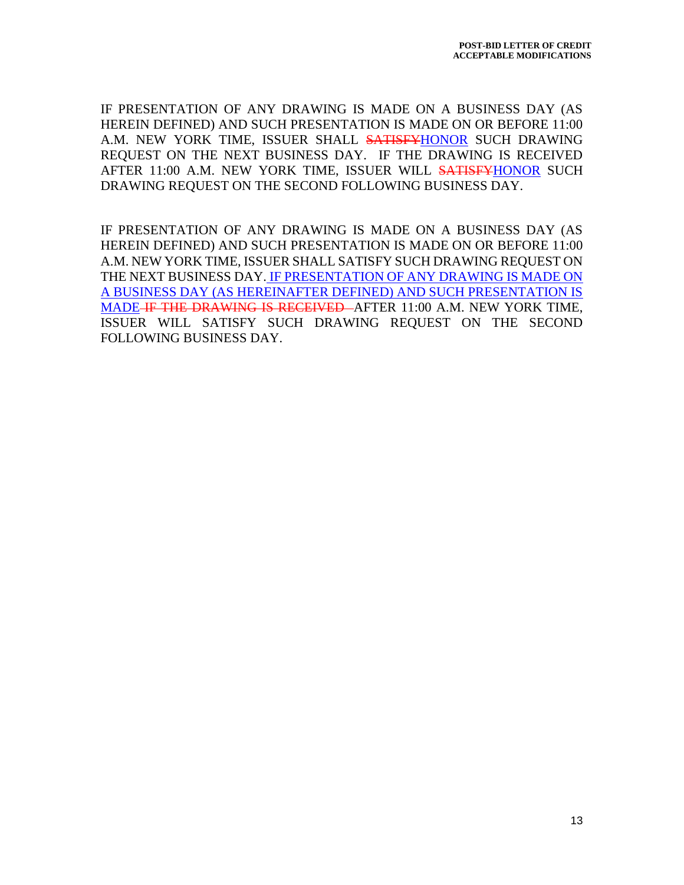IF PRESENTATION OF ANY DRAWING IS MADE ON A BUSINESS DAY (AS HEREIN DEFINED) AND SUCH PRESENTATION IS MADE ON OR BEFORE 11:00 A.M. NEW YORK TIME, ISSUER SHALL ~~SATISFY~~HONOR SUCH DRAWING REQUEST ON THE NEXT BUSINESS DAY. IF THE DRAWING IS RECEIVED AFTER 11:00 A.M. NEW YORK TIME, ISSUER WILL ~~SATISFY~~HONOR SUCH DRAWING REQUEST ON THE SECOND FOLLOWING BUSINESS DAY.

IF PRESENTATION OF ANY DRAWING IS MADE ON A BUSINESS DAY (AS HEREIN DEFINED) AND SUCH PRESENTATION IS MADE ON OR BEFORE 11:00 A.M. NEW YORK TIME, ISSUER SHALL SATISFY SUCH DRAWING REQUEST ON THE NEXT BUSINESS DAY. IF PRESENTATION OF ANY DRAWING IS MADE ON A BUSINESS DAY (AS HEREINAFTER DEFINED) AND SUCH PRESENTATION IS MADE ~~IF THE DRAWING IS RECEIVED~~ AFTER 11:00 A.M. NEW YORK TIME, ISSUER WILL SATISFY SUCH DRAWING REQUEST ON THE SECOND FOLLOWING BUSINESS DAY.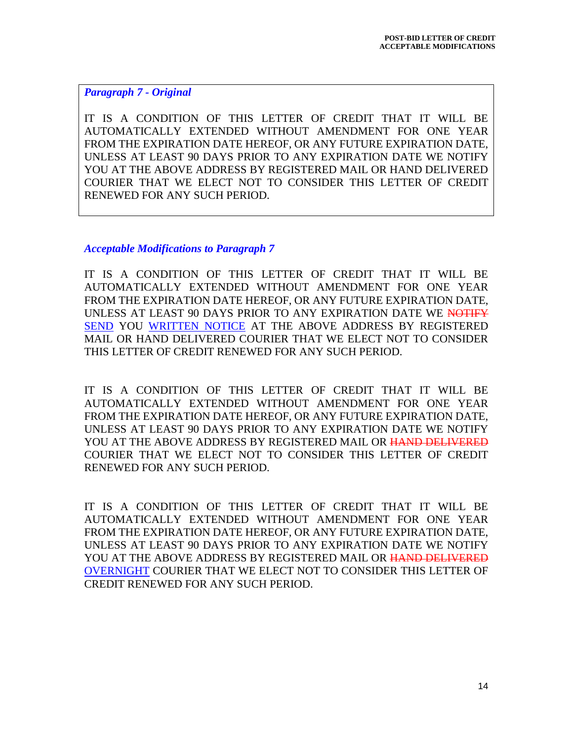***Paragraph 7 - Original***

IT IS A CONDITION OF THIS LETTER OF CREDIT THAT IT WILL BE AUTOMATICALLY EXTENDED WITHOUT AMENDMENT FOR ONE YEAR FROM THE EXPIRATION DATE HEREOF, OR ANY FUTURE EXPIRATION DATE, UNLESS AT LEAST 90 DAYS PRIOR TO ANY EXPIRATION DATE WE NOTIFY YOU AT THE ABOVE ADDRESS BY REGISTERED MAIL OR HAND DELIVERED COURIER THAT WE ELECT NOT TO CONSIDER THIS LETTER OF CREDIT RENEWED FOR ANY SUCH PERIOD.

***Acceptable Modifications to Paragraph 7***

IT IS A CONDITION OF THIS LETTER OF CREDIT THAT IT WILL BE AUTOMATICALLY EXTENDED WITHOUT AMENDMENT FOR ONE YEAR FROM THE EXPIRATION DATE HEREOF, OR ANY FUTURE EXPIRATION DATE, UNLESS AT LEAST 90 DAYS PRIOR TO ANY EXPIRATION DATE WE ~~NOTIFY~~ SEND YOU WRITTEN NOTICE AT THE ABOVE ADDRESS BY REGISTERED MAIL OR HAND DELIVERED COURIER THAT WE ELECT NOT TO CONSIDER THIS LETTER OF CREDIT RENEWED FOR ANY SUCH PERIOD.

IT IS A CONDITION OF THIS LETTER OF CREDIT THAT IT WILL BE AUTOMATICALLY EXTENDED WITHOUT AMENDMENT FOR ONE YEAR FROM THE EXPIRATION DATE HEREOF, OR ANY FUTURE EXPIRATION DATE, UNLESS AT LEAST 90 DAYS PRIOR TO ANY EXPIRATION DATE WE NOTIFY YOU AT THE ABOVE ADDRESS BY REGISTERED MAIL OR ~~HAND DELIVERED~~ COURIER THAT WE ELECT NOT TO CONSIDER THIS LETTER OF CREDIT RENEWED FOR ANY SUCH PERIOD.

IT IS A CONDITION OF THIS LETTER OF CREDIT THAT IT WILL BE AUTOMATICALLY EXTENDED WITHOUT AMENDMENT FOR ONE YEAR FROM THE EXPIRATION DATE HEREOF, OR ANY FUTURE EXPIRATION DATE, UNLESS AT LEAST 90 DAYS PRIOR TO ANY EXPIRATION DATE WE NOTIFY YOU AT THE ABOVE ADDRESS BY REGISTERED MAIL OR ~~HAND DELIVERED~~ OVERNIGHT COURIER THAT WE ELECT NOT TO CONSIDER THIS LETTER OF CREDIT RENEWED FOR ANY SUCH PERIOD.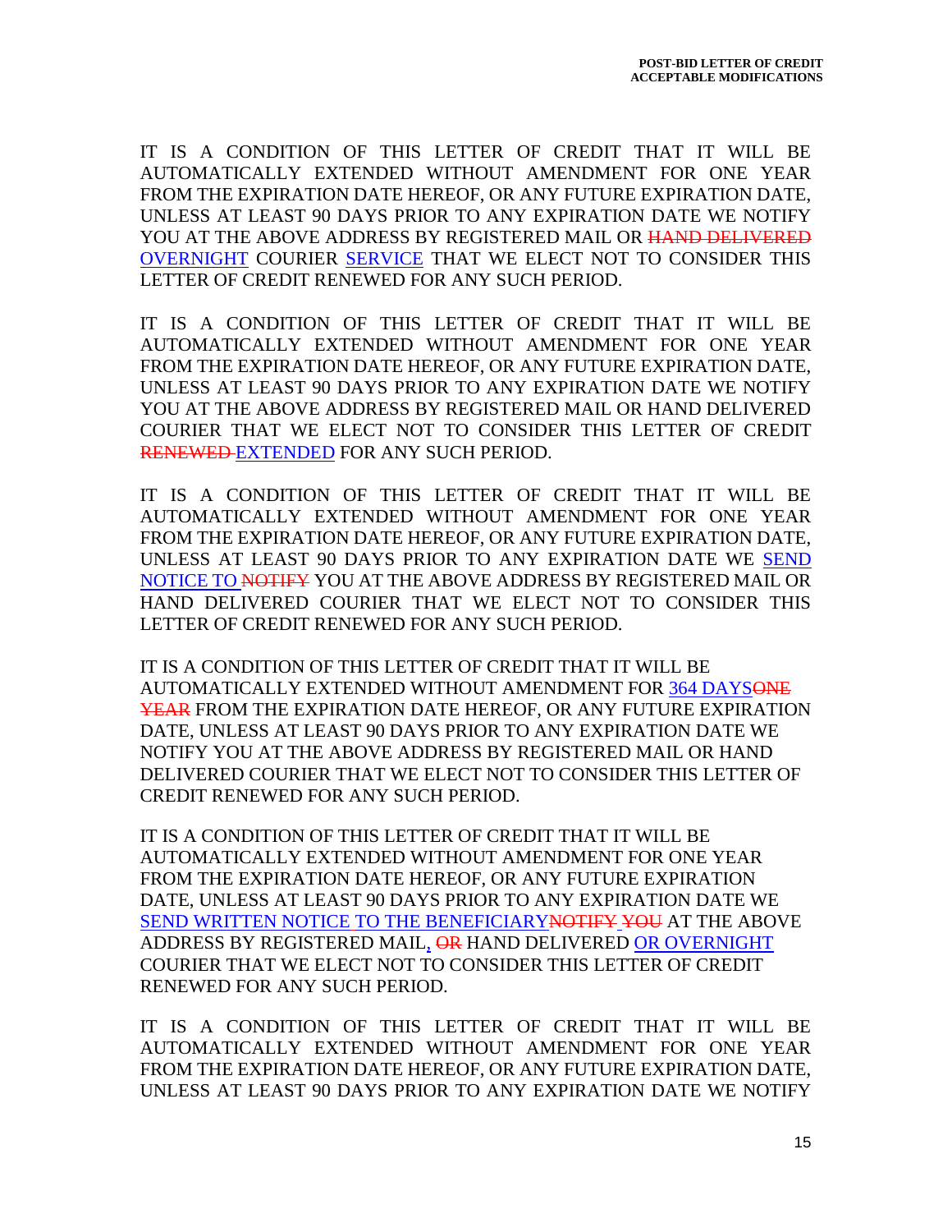IT IS A CONDITION OF THIS LETTER OF CREDIT THAT IT WILL BE AUTOMATICALLY EXTENDED WITHOUT AMENDMENT FOR ONE YEAR FROM THE EXPIRATION DATE HEREOF, OR ANY FUTURE EXPIRATION DATE, UNLESS AT LEAST 90 DAYS PRIOR TO ANY EXPIRATION DATE WE NOTIFY YOU AT THE ABOVE ADDRESS BY REGISTERED MAIL OR ~~HAND DELIVERED~~ <u>OVERNIGHT</u> COURIER <u>SERVICE</u> THAT WE ELECT NOT TO CONSIDER THIS LETTER OF CREDIT RENEWED FOR ANY SUCH PERIOD.

IT IS A CONDITION OF THIS LETTER OF CREDIT THAT IT WILL BE AUTOMATICALLY EXTENDED WITHOUT AMENDMENT FOR ONE YEAR FROM THE EXPIRATION DATE HEREOF, OR ANY FUTURE EXPIRATION DATE, UNLESS AT LEAST 90 DAYS PRIOR TO ANY EXPIRATION DATE WE NOTIFY YOU AT THE ABOVE ADDRESS BY REGISTERED MAIL OR HAND DELIVERED COURIER THAT WE ELECT NOT TO CONSIDER THIS LETTER OF CREDIT ~~RENEWED~~ <u>EXTENDED</u> FOR ANY SUCH PERIOD.

IT IS A CONDITION OF THIS LETTER OF CREDIT THAT IT WILL BE AUTOMATICALLY EXTENDED WITHOUT AMENDMENT FOR ONE YEAR FROM THE EXPIRATION DATE HEREOF, OR ANY FUTURE EXPIRATION DATE, UNLESS AT LEAST 90 DAYS PRIOR TO ANY EXPIRATION DATE WE <u>SEND NOTICE TO</u> ~~NOTIFY~~ YOU AT THE ABOVE ADDRESS BY REGISTERED MAIL OR HAND DELIVERED COURIER THAT WE ELECT NOT TO CONSIDER THIS LETTER OF CREDIT RENEWED FOR ANY SUCH PERIOD.

IT IS A CONDITION OF THIS LETTER OF CREDIT THAT IT WILL BE AUTOMATICALLY EXTENDED WITHOUT AMENDMENT FOR <u>364 DAYS</u>~~ONE YEAR~~ FROM THE EXPIRATION DATE HEREOF, OR ANY FUTURE EXPIRATION DATE, UNLESS AT LEAST 90 DAYS PRIOR TO ANY EXPIRATION DATE WE NOTIFY YOU AT THE ABOVE ADDRESS BY REGISTERED MAIL OR HAND DELIVERED COURIER THAT WE ELECT NOT TO CONSIDER THIS LETTER OF CREDIT RENEWED FOR ANY SUCH PERIOD.

IT IS A CONDITION OF THIS LETTER OF CREDIT THAT IT WILL BE AUTOMATICALLY EXTENDED WITHOUT AMENDMENT FOR ONE YEAR FROM THE EXPIRATION DATE HEREOF, OR ANY FUTURE EXPIRATION DATE, UNLESS AT LEAST 90 DAYS PRIOR TO ANY EXPIRATION DATE WE <u>SEND WRITTEN NOTICE TO THE BENEFICIARY</u>~~NOTIFY YOU~~ AT THE ABOVE ADDRESS BY REGISTERED MAIL<u>,</u> ~~OR~~ HAND DELIVERED <u>OR OVERNIGHT</u> COURIER THAT WE ELECT NOT TO CONSIDER THIS LETTER OF CREDIT RENEWED FOR ANY SUCH PERIOD.

IT IS A CONDITION OF THIS LETTER OF CREDIT THAT IT WILL BE AUTOMATICALLY EXTENDED WITHOUT AMENDMENT FOR ONE YEAR FROM THE EXPIRATION DATE HEREOF, OR ANY FUTURE EXPIRATION DATE, UNLESS AT LEAST 90 DAYS PRIOR TO ANY EXPIRATION DATE WE NOTIFY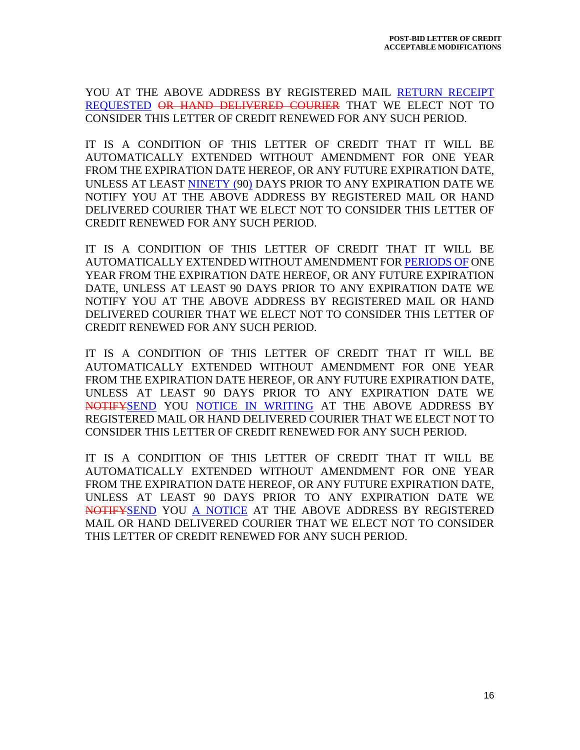YOU AT THE ABOVE ADDRESS BY REGISTERED MAIL <u>RETURN RECEIPT REQUESTED</u> ~~OR HAND DELIVERED COURIER~~ THAT WE ELECT NOT TO CONSIDER THIS LETTER OF CREDIT RENEWED FOR ANY SUCH PERIOD.

IT IS A CONDITION OF THIS LETTER OF CREDIT THAT IT WILL BE AUTOMATICALLY EXTENDED WITHOUT AMENDMENT FOR ONE YEAR FROM THE EXPIRATION DATE HEREOF, OR ANY FUTURE EXPIRATION DATE, UNLESS AT LEAST <u>NINETY (</u>90<u>)</u> DAYS PRIOR TO ANY EXPIRATION DATE WE NOTIFY YOU AT THE ABOVE ADDRESS BY REGISTERED MAIL OR HAND DELIVERED COURIER THAT WE ELECT NOT TO CONSIDER THIS LETTER OF CREDIT RENEWED FOR ANY SUCH PERIOD.

IT IS A CONDITION OF THIS LETTER OF CREDIT THAT IT WILL BE AUTOMATICALLY EXTENDED WITHOUT AMENDMENT FOR <u>PERIODS OF</u> ONE YEAR FROM THE EXPIRATION DATE HEREOF, OR ANY FUTURE EXPIRATION DATE, UNLESS AT LEAST 90 DAYS PRIOR TO ANY EXPIRATION DATE WE NOTIFY YOU AT THE ABOVE ADDRESS BY REGISTERED MAIL OR HAND DELIVERED COURIER THAT WE ELECT NOT TO CONSIDER THIS LETTER OF CREDIT RENEWED FOR ANY SUCH PERIOD.

IT IS A CONDITION OF THIS LETTER OF CREDIT THAT IT WILL BE AUTOMATICALLY EXTENDED WITHOUT AMENDMENT FOR ONE YEAR FROM THE EXPIRATION DATE HEREOF, OR ANY FUTURE EXPIRATION DATE, UNLESS AT LEAST 90 DAYS PRIOR TO ANY EXPIRATION DATE WE ~~NOTIFY~~<u>SEND</u> YOU <u>NOTICE IN WRITING</u> AT THE ABOVE ADDRESS BY REGISTERED MAIL OR HAND DELIVERED COURIER THAT WE ELECT NOT TO CONSIDER THIS LETTER OF CREDIT RENEWED FOR ANY SUCH PERIOD.

IT IS A CONDITION OF THIS LETTER OF CREDIT THAT IT WILL BE AUTOMATICALLY EXTENDED WITHOUT AMENDMENT FOR ONE YEAR FROM THE EXPIRATION DATE HEREOF, OR ANY FUTURE EXPIRATION DATE, UNLESS AT LEAST 90 DAYS PRIOR TO ANY EXPIRATION DATE WE ~~NOTIFY~~<u>SEND</u> YOU <u>A NOTICE</u> AT THE ABOVE ADDRESS BY REGISTERED MAIL OR HAND DELIVERED COURIER THAT WE ELECT NOT TO CONSIDER THIS LETTER OF CREDIT RENEWED FOR ANY SUCH PERIOD.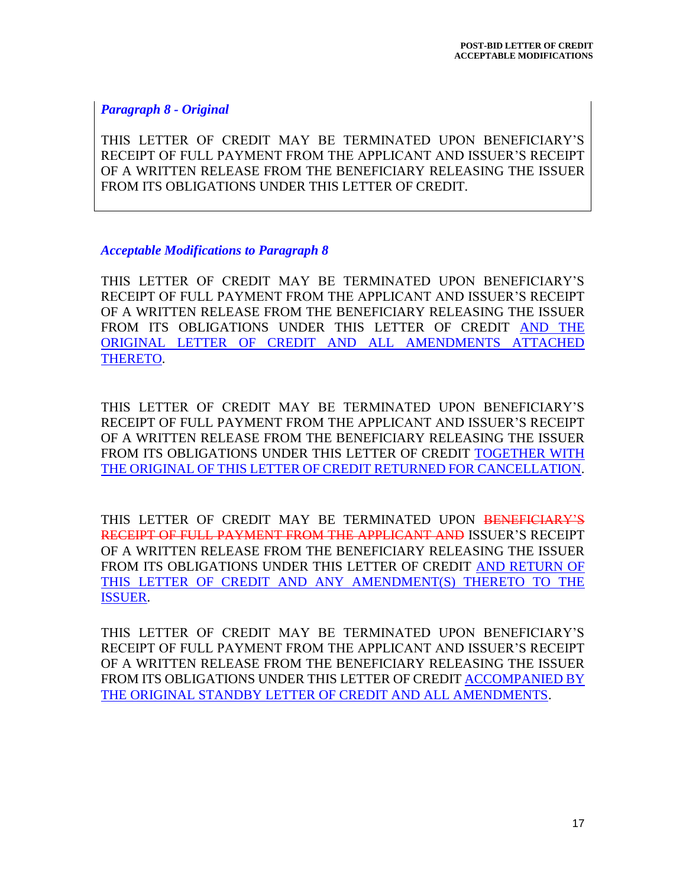***Paragraph 8 - Original***

THIS LETTER OF CREDIT MAY BE TERMINATED UPON BENEFICIARY'S RECEIPT OF FULL PAYMENT FROM THE APPLICANT AND ISSUER'S RECEIPT OF A WRITTEN RELEASE FROM THE BENEFICIARY RELEASING THE ISSUER FROM ITS OBLIGATIONS UNDER THIS LETTER OF CREDIT.

***Acceptable Modifications to Paragraph 8***

THIS LETTER OF CREDIT MAY BE TERMINATED UPON BENEFICIARY'S RECEIPT OF FULL PAYMENT FROM THE APPLICANT AND ISSUER'S RECEIPT OF A WRITTEN RELEASE FROM THE BENEFICIARY RELEASING THE ISSUER FROM ITS OBLIGATIONS UNDER THIS LETTER OF CREDIT <u>AND THE ORIGINAL LETTER OF CREDIT AND ALL AMENDMENTS ATTACHED THERETO</u>.

THIS LETTER OF CREDIT MAY BE TERMINATED UPON BENEFICIARY'S RECEIPT OF FULL PAYMENT FROM THE APPLICANT AND ISSUER'S RECEIPT OF A WRITTEN RELEASE FROM THE BENEFICIARY RELEASING THE ISSUER FROM ITS OBLIGATIONS UNDER THIS LETTER OF CREDIT <u>TOGETHER WITH THE ORIGINAL OF THIS LETTER OF CREDIT RETURNED FOR CANCELLATION</u>.

THIS LETTER OF CREDIT MAY BE TERMINATED UPON ~~BENEFICIARY'S RECEIPT OF FULL PAYMENT FROM THE APPLICANT AND~~ ISSUER'S RECEIPT OF A WRITTEN RELEASE FROM THE BENEFICIARY RELEASING THE ISSUER FROM ITS OBLIGATIONS UNDER THIS LETTER OF CREDIT <u>AND RETURN OF THIS LETTER OF CREDIT AND ANY AMENDMENT(S) THERETO TO THE ISSUER</u>.

THIS LETTER OF CREDIT MAY BE TERMINATED UPON BENEFICIARY'S RECEIPT OF FULL PAYMENT FROM THE APPLICANT AND ISSUER'S RECEIPT OF A WRITTEN RELEASE FROM THE BENEFICIARY RELEASING THE ISSUER FROM ITS OBLIGATIONS UNDER THIS LETTER OF CREDIT <u>ACCOMPANIED BY THE ORIGINAL STANDBY LETTER OF CREDIT AND ALL AMENDMENTS</u>.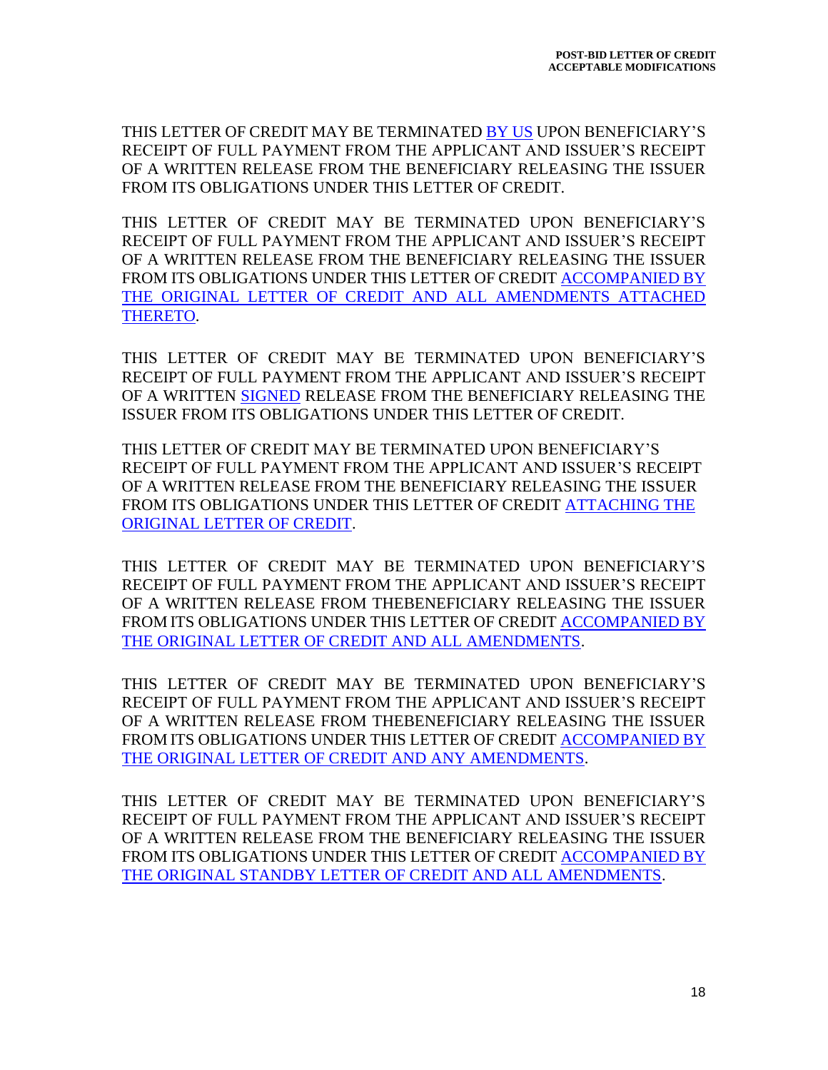THIS LETTER OF CREDIT MAY BE TERMINATED BY US UPON BENEFICIARY'S RECEIPT OF FULL PAYMENT FROM THE APPLICANT AND ISSUER'S RECEIPT OF A WRITTEN RELEASE FROM THE BENEFICIARY RELEASING THE ISSUER FROM ITS OBLIGATIONS UNDER THIS LETTER OF CREDIT.

THIS LETTER OF CREDIT MAY BE TERMINATED UPON BENEFICIARY'S RECEIPT OF FULL PAYMENT FROM THE APPLICANT AND ISSUER'S RECEIPT OF A WRITTEN RELEASE FROM THE BENEFICIARY RELEASING THE ISSUER FROM ITS OBLIGATIONS UNDER THIS LETTER OF CREDIT ACCOMPANIED BY THE ORIGINAL LETTER OF CREDIT AND ALL AMENDMENTS ATTACHED THERETO.

THIS LETTER OF CREDIT MAY BE TERMINATED UPON BENEFICIARY'S RECEIPT OF FULL PAYMENT FROM THE APPLICANT AND ISSUER'S RECEIPT OF A WRITTEN SIGNED RELEASE FROM THE BENEFICIARY RELEASING THE ISSUER FROM ITS OBLIGATIONS UNDER THIS LETTER OF CREDIT.

THIS LETTER OF CREDIT MAY BE TERMINATED UPON BENEFICIARY'S RECEIPT OF FULL PAYMENT FROM THE APPLICANT AND ISSUER'S RECEIPT OF A WRITTEN RELEASE FROM THE BENEFICIARY RELEASING THE ISSUER FROM ITS OBLIGATIONS UNDER THIS LETTER OF CREDIT ATTACHING THE ORIGINAL LETTER OF CREDIT.

THIS LETTER OF CREDIT MAY BE TERMINATED UPON BENEFICIARY'S RECEIPT OF FULL PAYMENT FROM THE APPLICANT AND ISSUER'S RECEIPT OF A WRITTEN RELEASE FROM THEBENEFICIARY RELEASING THE ISSUER FROM ITS OBLIGATIONS UNDER THIS LETTER OF CREDIT ACCOMPANIED BY THE ORIGINAL LETTER OF CREDIT AND ALL AMENDMENTS.

THIS LETTER OF CREDIT MAY BE TERMINATED UPON BENEFICIARY'S RECEIPT OF FULL PAYMENT FROM THE APPLICANT AND ISSUER'S RECEIPT OF A WRITTEN RELEASE FROM THEBENEFICIARY RELEASING THE ISSUER FROM ITS OBLIGATIONS UNDER THIS LETTER OF CREDIT ACCOMPANIED BY THE ORIGINAL LETTER OF CREDIT AND ANY AMENDMENTS.

THIS LETTER OF CREDIT MAY BE TERMINATED UPON BENEFICIARY'S RECEIPT OF FULL PAYMENT FROM THE APPLICANT AND ISSUER'S RECEIPT OF A WRITTEN RELEASE FROM THE BENEFICIARY RELEASING THE ISSUER FROM ITS OBLIGATIONS UNDER THIS LETTER OF CREDIT ACCOMPANIED BY THE ORIGINAL STANDBY LETTER OF CREDIT AND ALL AMENDMENTS.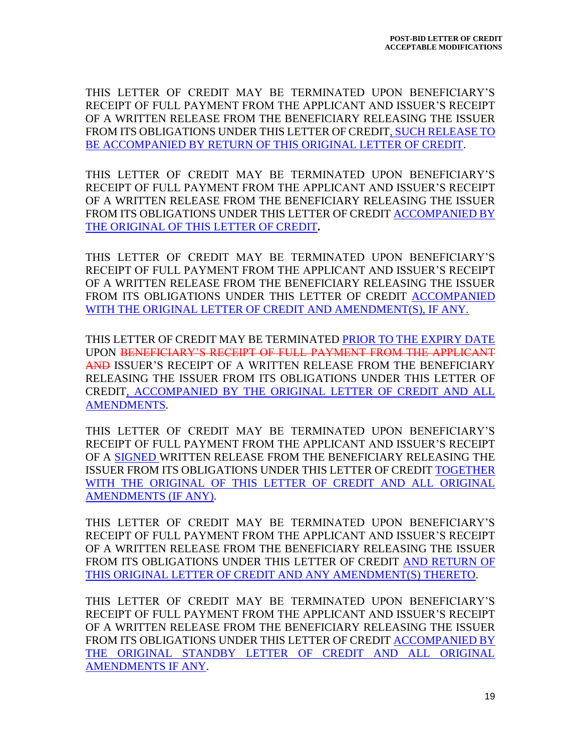THIS LETTER OF CREDIT MAY BE TERMINATED UPON BENEFICIARY'S RECEIPT OF FULL PAYMENT FROM THE APPLICANT AND ISSUER'S RECEIPT OF A WRITTEN RELEASE FROM THE BENEFICIARY RELEASING THE ISSUER FROM ITS OBLIGATIONS UNDER THIS LETTER OF CREDIT<u>, SUCH RELEASE TO BE ACCOMPANIED BY RETURN OF THIS ORIGINAL LETTER OF CREDIT</u>.

THIS LETTER OF CREDIT MAY BE TERMINATED UPON BENEFICIARY'S RECEIPT OF FULL PAYMENT FROM THE APPLICANT AND ISSUER'S RECEIPT OF A WRITTEN RELEASE FROM THE BENEFICIARY RELEASING THE ISSUER FROM ITS OBLIGATIONS UNDER THIS LETTER OF CREDIT <u>ACCOMPANIED BY THE ORIGINAL OF THIS LETTER OF CREDIT</u>.

THIS LETTER OF CREDIT MAY BE TERMINATED UPON BENEFICIARY'S RECEIPT OF FULL PAYMENT FROM THE APPLICANT AND ISSUER'S RECEIPT OF A WRITTEN RELEASE FROM THE BENEFICIARY RELEASING THE ISSUER FROM ITS OBLIGATIONS UNDER THIS LETTER OF CREDIT <u>ACCOMPANIED WITH THE ORIGINAL LETTER OF CREDIT AND AMENDMENT(S), IF ANY.</u>

THIS LETTER OF CREDIT MAY BE TERMINATED <u>PRIOR TO THE EXPIRY DATE</u> UPON ~~BENEFICIARY'S RECEIPT OF FULL PAYMENT FROM THE APPLICANT AND~~ ISSUER'S RECEIPT OF A WRITTEN RELEASE FROM THE BENEFICIARY RELEASING THE ISSUER FROM ITS OBLIGATIONS UNDER THIS LETTER OF CREDIT<u>, ACCOMPANIED BY THE ORIGINAL LETTER OF CREDIT AND ALL AMENDMENTS</u>.

THIS LETTER OF CREDIT MAY BE TERMINATED UPON BENEFICIARY'S RECEIPT OF FULL PAYMENT FROM THE APPLICANT AND ISSUER'S RECEIPT OF A <u>SIGNED</u> WRITTEN RELEASE FROM THE BENEFICIARY RELEASING THE ISSUER FROM ITS OBLIGATIONS UNDER THIS LETTER OF CREDIT <u>TOGETHER WITH THE ORIGINAL OF THIS LETTER OF CREDIT AND ALL ORIGINAL AMENDMENTS (IF ANY)</u>.

THIS LETTER OF CREDIT MAY BE TERMINATED UPON BENEFICIARY'S RECEIPT OF FULL PAYMENT FROM THE APPLICANT AND ISSUER'S RECEIPT OF A WRITTEN RELEASE FROM THE BENEFICIARY RELEASING THE ISSUER FROM ITS OBLIGATIONS UNDER THIS LETTER OF CREDIT <u>AND RETURN OF THIS ORIGINAL LETTER OF CREDIT AND ANY AMENDMENT(S) THERETO</u>.

THIS LETTER OF CREDIT MAY BE TERMINATED UPON BENEFICIARY'S RECEIPT OF FULL PAYMENT FROM THE APPLICANT AND ISSUER'S RECEIPT OF A WRITTEN RELEASE FROM THE BENEFICIARY RELEASING THE ISSUER FROM ITS OBLIGATIONS UNDER THIS LETTER OF CREDIT <u>ACCOMPANIED BY THE ORIGINAL STANDBY LETTER OF CREDIT AND ALL ORIGINAL AMENDMENTS IF ANY</u>.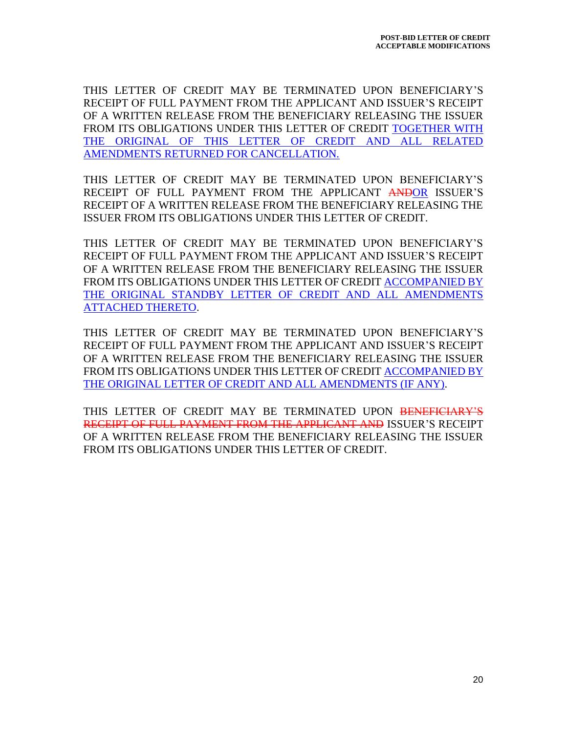THIS LETTER OF CREDIT MAY BE TERMINATED UPON BENEFICIARY'S RECEIPT OF FULL PAYMENT FROM THE APPLICANT AND ISSUER'S RECEIPT OF A WRITTEN RELEASE FROM THE BENEFICIARY RELEASING THE ISSUER FROM ITS OBLIGATIONS UNDER THIS LETTER OF CREDIT <u>TOGETHER WITH THE ORIGINAL OF THIS LETTER OF CREDIT AND ALL RELATED AMENDMENTS RETURNED FOR CANCELLATION.</u>

THIS LETTER OF CREDIT MAY BE TERMINATED UPON BENEFICIARY'S RECEIPT OF FULL PAYMENT FROM THE APPLICANT ~~AND~~<u>OR</u> ISSUER'S RECEIPT OF A WRITTEN RELEASE FROM THE BENEFICIARY RELEASING THE ISSUER FROM ITS OBLIGATIONS UNDER THIS LETTER OF CREDIT.

THIS LETTER OF CREDIT MAY BE TERMINATED UPON BENEFICIARY'S RECEIPT OF FULL PAYMENT FROM THE APPLICANT AND ISSUER'S RECEIPT OF A WRITTEN RELEASE FROM THE BENEFICIARY RELEASING THE ISSUER FROM ITS OBLIGATIONS UNDER THIS LETTER OF CREDIT <u>ACCOMPANIED BY THE ORIGINAL STANDBY LETTER OF CREDIT AND ALL AMENDMENTS ATTACHED THERETO</u>.

THIS LETTER OF CREDIT MAY BE TERMINATED UPON BENEFICIARY'S RECEIPT OF FULL PAYMENT FROM THE APPLICANT AND ISSUER'S RECEIPT OF A WRITTEN RELEASE FROM THE BENEFICIARY RELEASING THE ISSUER FROM ITS OBLIGATIONS UNDER THIS LETTER OF CREDIT <u>ACCOMPANIED BY THE ORIGINAL LETTER OF CREDIT AND ALL AMENDMENTS (IF ANY)</u>.

THIS LETTER OF CREDIT MAY BE TERMINATED UPON ~~BENEFICIARY'S RECEIPT OF FULL PAYMENT FROM THE APPLICANT AND~~ ISSUER'S RECEIPT OF A WRITTEN RELEASE FROM THE BENEFICIARY RELEASING THE ISSUER FROM ITS OBLIGATIONS UNDER THIS LETTER OF CREDIT.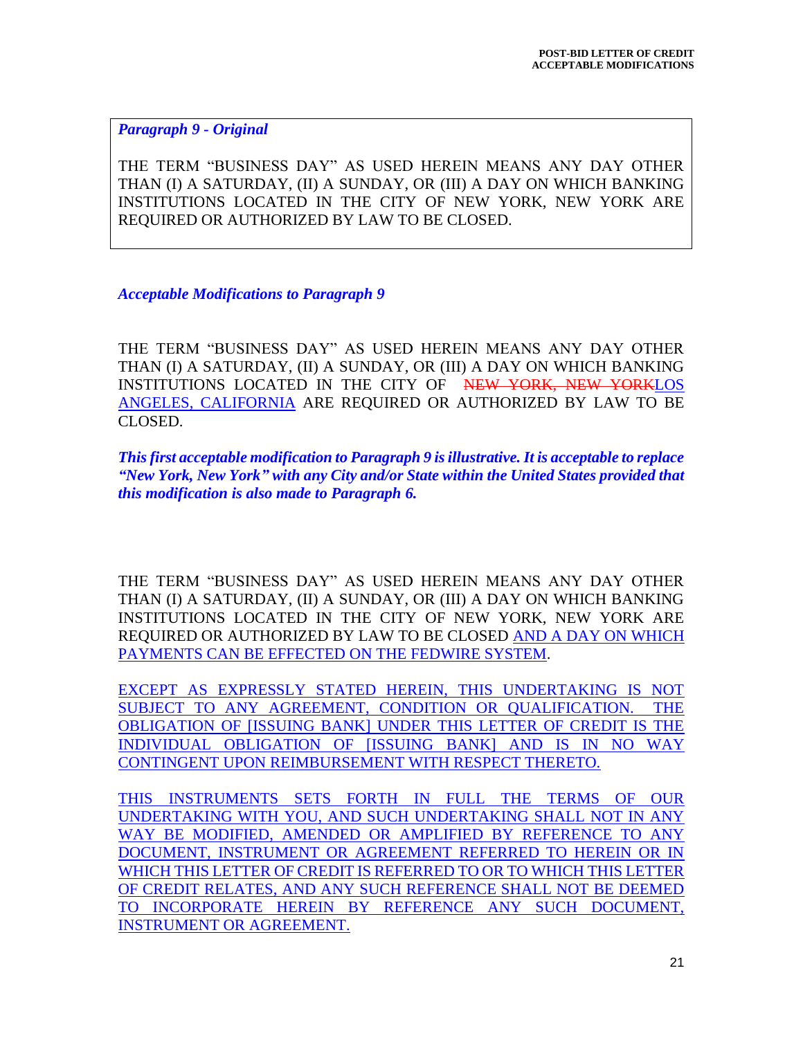*Paragraph 9 - Original*

THE TERM "BUSINESS DAY" AS USED HEREIN MEANS ANY DAY OTHER THAN (I) A SATURDAY, (II) A SUNDAY, OR (III) A DAY ON WHICH BANKING INSTITUTIONS LOCATED IN THE CITY OF NEW YORK, NEW YORK ARE REQUIRED OR AUTHORIZED BY LAW TO BE CLOSED.

***Acceptable Modifications to Paragraph 9***

THE TERM "BUSINESS DAY" AS USED HEREIN MEANS ANY DAY OTHER THAN (I) A SATURDAY, (II) A SUNDAY, OR (III) A DAY ON WHICH BANKING INSTITUTIONS LOCATED IN THE CITY OF ~~NEW YORK, NEW YORK~~LOS ANGELES, CALIFORNIA ARE REQUIRED OR AUTHORIZED BY LAW TO BE CLOSED.

***This first acceptable modification to Paragraph 9 is illustrative. It is acceptable to replace "New York, New York" with any City and/or State within the United States provided that this modification is also made to Paragraph 6.***

THE TERM "BUSINESS DAY" AS USED HEREIN MEANS ANY DAY OTHER THAN (I) A SATURDAY, (II) A SUNDAY, OR (III) A DAY ON WHICH BANKING INSTITUTIONS LOCATED IN THE CITY OF NEW YORK, NEW YORK ARE REQUIRED OR AUTHORIZED BY LAW TO BE CLOSED AND A DAY ON WHICH PAYMENTS CAN BE EFFECTED ON THE FEDWIRE SYSTEM.

EXCEPT AS EXPRESSLY STATED HEREIN, THIS UNDERTAKING IS NOT SUBJECT TO ANY AGREEMENT, CONDITION OR QUALIFICATION. THE OBLIGATION OF [ISSUING BANK] UNDER THIS LETTER OF CREDIT IS THE INDIVIDUAL OBLIGATION OF [ISSUING BANK] AND IS IN NO WAY CONTINGENT UPON REIMBURSEMENT WITH RESPECT THERETO.

THIS INSTRUMENTS SETS FORTH IN FULL THE TERMS OF OUR UNDERTAKING WITH YOU, AND SUCH UNDERTAKING SHALL NOT IN ANY WAY BE MODIFIED, AMENDED OR AMPLIFIED BY REFERENCE TO ANY DOCUMENT, INSTRUMENT OR AGREEMENT REFERRED TO HEREIN OR IN WHICH THIS LETTER OF CREDIT IS REFERRED TO OR TO WHICH THIS LETTER OF CREDIT RELATES, AND ANY SUCH REFERENCE SHALL NOT BE DEEMED TO INCORPORATE HEREIN BY REFERENCE ANY SUCH DOCUMENT, INSTRUMENT OR AGREEMENT.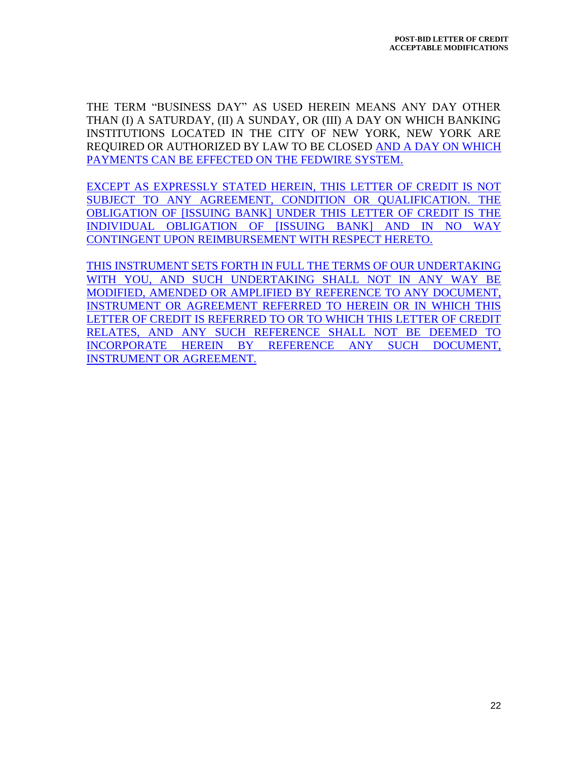THE TERM "BUSINESS DAY" AS USED HEREIN MEANS ANY DAY OTHER THAN (I) A SATURDAY, (II) A SUNDAY, OR (III) A DAY ON WHICH BANKING INSTITUTIONS LOCATED IN THE CITY OF NEW YORK, NEW YORK ARE REQUIRED OR AUTHORIZED BY LAW TO BE CLOSED AND A DAY ON WHICH PAYMENTS CAN BE EFFECTED ON THE FEDWIRE SYSTEM.

EXCEPT AS EXPRESSLY STATED HEREIN, THIS LETTER OF CREDIT IS NOT SUBJECT TO ANY AGREEMENT, CONDITION OR QUALIFICATION. THE OBLIGATION OF [ISSUING BANK] UNDER THIS LETTER OF CREDIT IS THE INDIVIDUAL OBLIGATION OF [ISSUING BANK] AND IN NO WAY CONTINGENT UPON REIMBURSEMENT WITH RESPECT HERETO.

THIS INSTRUMENT SETS FORTH IN FULL THE TERMS OF OUR UNDERTAKING WITH YOU, AND SUCH UNDERTAKING SHALL NOT IN ANY WAY BE MODIFIED, AMENDED OR AMPLIFIED BY REFERENCE TO ANY DOCUMENT, INSTRUMENT OR AGREEMENT REFERRED TO HEREIN OR IN WHICH THIS LETTER OF CREDIT IS REFERRED TO OR TO WHICH THIS LETTER OF CREDIT RELATES, AND ANY SUCH REFERENCE SHALL NOT BE DEEMED TO INCORPORATE HEREIN BY REFERENCE ANY SUCH DOCUMENT, INSTRUMENT OR AGREEMENT.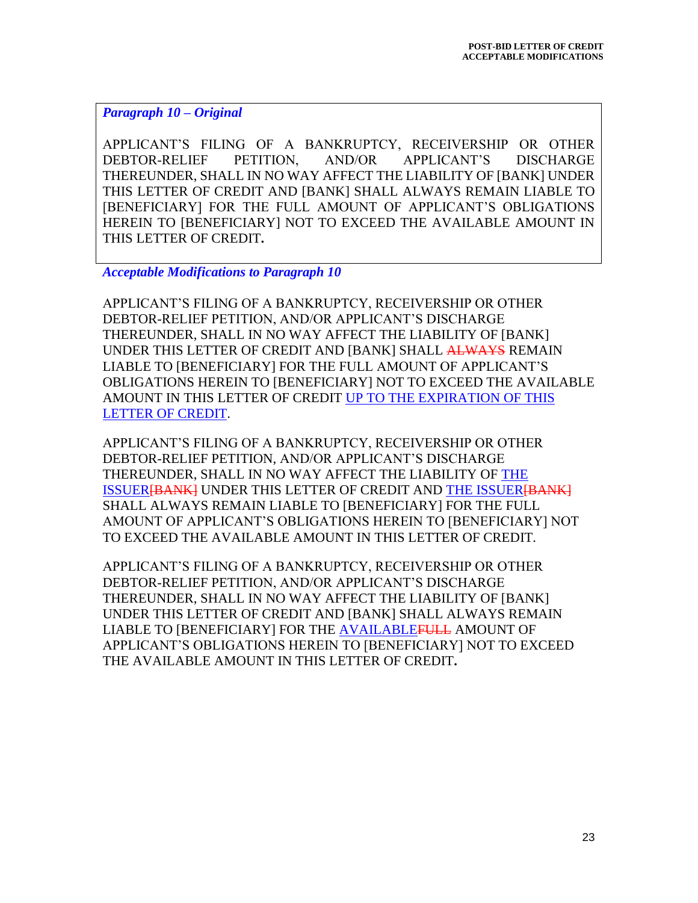***Paragraph 10 – Original***

APPLICANT'S FILING OF A BANKRUPTCY, RECEIVERSHIP OR OTHER DEBTOR-RELIEF PETITION, AND/OR APPLICANT'S DISCHARGE THEREUNDER, SHALL IN NO WAY AFFECT THE LIABILITY OF [BANK] UNDER THIS LETTER OF CREDIT AND [BANK] SHALL ALWAYS REMAIN LIABLE TO [BENEFICIARY] FOR THE FULL AMOUNT OF APPLICANT'S OBLIGATIONS HEREIN TO [BENEFICIARY] NOT TO EXCEED THE AVAILABLE AMOUNT IN THIS LETTER OF CREDIT**.**

***Acceptable Modifications to Paragraph 10***

APPLICANT'S FILING OF A BANKRUPTCY, RECEIVERSHIP OR OTHER DEBTOR-RELIEF PETITION, AND/OR APPLICANT'S DISCHARGE THEREUNDER, SHALL IN NO WAY AFFECT THE LIABILITY OF [BANK] UNDER THIS LETTER OF CREDIT AND [BANK] SHALL ~~ALWAYS~~ REMAIN LIABLE TO [BENEFICIARY] FOR THE FULL AMOUNT OF APPLICANT'S OBLIGATIONS HEREIN TO [BENEFICIARY] NOT TO EXCEED THE AVAILABLE AMOUNT IN THIS LETTER OF CREDIT UP TO THE EXPIRATION OF THIS LETTER OF CREDIT.

APPLICANT'S FILING OF A BANKRUPTCY, RECEIVERSHIP OR OTHER DEBTOR-RELIEF PETITION, AND/OR APPLICANT'S DISCHARGE THEREUNDER, SHALL IN NO WAY AFFECT THE LIABILITY OF THE ISSUER~~[BANK]~~ UNDER THIS LETTER OF CREDIT AND THE ISSUER~~[BANK]~~ SHALL ALWAYS REMAIN LIABLE TO [BENEFICIARY] FOR THE FULL AMOUNT OF APPLICANT'S OBLIGATIONS HEREIN TO [BENEFICIARY] NOT TO EXCEED THE AVAILABLE AMOUNT IN THIS LETTER OF CREDIT.

APPLICANT'S FILING OF A BANKRUPTCY, RECEIVERSHIP OR OTHER DEBTOR-RELIEF PETITION, AND/OR APPLICANT'S DISCHARGE THEREUNDER, SHALL IN NO WAY AFFECT THE LIABILITY OF [BANK] UNDER THIS LETTER OF CREDIT AND [BANK] SHALL ALWAYS REMAIN LIABLE TO [BENEFICIARY] FOR THE AVAILABLE~~FULL~~ AMOUNT OF APPLICANT'S OBLIGATIONS HEREIN TO [BENEFICIARY] NOT TO EXCEED THE AVAILABLE AMOUNT IN THIS LETTER OF CREDIT**.**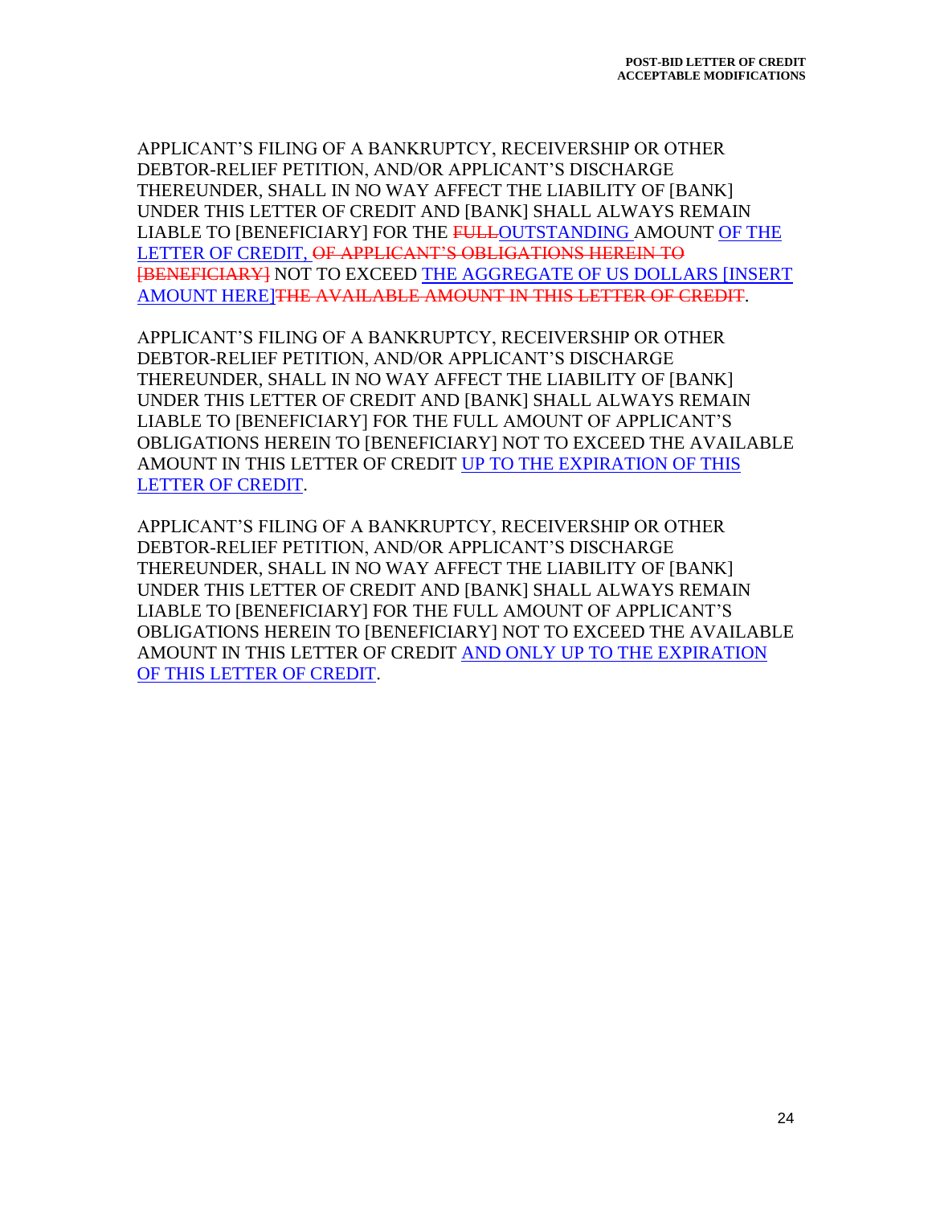APPLICANT'S FILING OF A BANKRUPTCY, RECEIVERSHIP OR OTHER DEBTOR-RELIEF PETITION, AND/OR APPLICANT'S DISCHARGE THEREUNDER, SHALL IN NO WAY AFFECT THE LIABILITY OF [BANK] UNDER THIS LETTER OF CREDIT AND [BANK] SHALL ALWAYS REMAIN LIABLE TO [BENEFICIARY] FOR THE ~~FULL~~<u>OUTSTANDING</u> AMOUNT <u>OF THE LETTER OF CREDIT,</u> ~~OF APPLICANT'S OBLIGATIONS HEREIN TO [BENEFICIARY]~~ NOT TO EXCEED <u>THE AGGREGATE OF US DOLLARS [INSERT AMOUNT HERE]</u>~~THE AVAILABLE AMOUNT IN THIS LETTER OF CREDIT~~.

APPLICANT'S FILING OF A BANKRUPTCY, RECEIVERSHIP OR OTHER DEBTOR-RELIEF PETITION, AND/OR APPLICANT'S DISCHARGE THEREUNDER, SHALL IN NO WAY AFFECT THE LIABILITY OF [BANK] UNDER THIS LETTER OF CREDIT AND [BANK] SHALL ALWAYS REMAIN LIABLE TO [BENEFICIARY] FOR THE FULL AMOUNT OF APPLICANT'S OBLIGATIONS HEREIN TO [BENEFICIARY] NOT TO EXCEED THE AVAILABLE AMOUNT IN THIS LETTER OF CREDIT <u>UP TO THE EXPIRATION OF THIS LETTER OF CREDIT</u>.

APPLICANT'S FILING OF A BANKRUPTCY, RECEIVERSHIP OR OTHER DEBTOR-RELIEF PETITION, AND/OR APPLICANT'S DISCHARGE THEREUNDER, SHALL IN NO WAY AFFECT THE LIABILITY OF [BANK] UNDER THIS LETTER OF CREDIT AND [BANK] SHALL ALWAYS REMAIN LIABLE TO [BENEFICIARY] FOR THE FULL AMOUNT OF APPLICANT'S OBLIGATIONS HEREIN TO [BENEFICIARY] NOT TO EXCEED THE AVAILABLE AMOUNT IN THIS LETTER OF CREDIT <u>AND ONLY UP TO THE EXPIRATION OF THIS LETTER OF CREDIT</u>.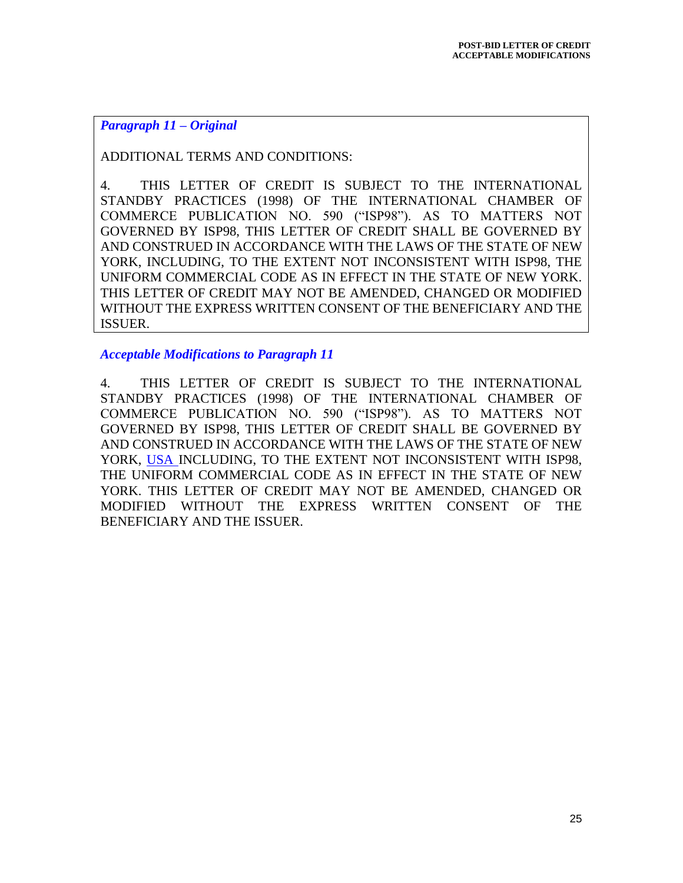***Paragraph 11 – Original***

ADDITIONAL TERMS AND CONDITIONS:

4. THIS LETTER OF CREDIT IS SUBJECT TO THE INTERNATIONAL STANDBY PRACTICES (1998) OF THE INTERNATIONAL CHAMBER OF COMMERCE PUBLICATION NO. 590 ("ISP98"). AS TO MATTERS NOT GOVERNED BY ISP98, THIS LETTER OF CREDIT SHALL BE GOVERNED BY AND CONSTRUED IN ACCORDANCE WITH THE LAWS OF THE STATE OF NEW YORK, INCLUDING, TO THE EXTENT NOT INCONSISTENT WITH ISP98, THE UNIFORM COMMERCIAL CODE AS IN EFFECT IN THE STATE OF NEW YORK. THIS LETTER OF CREDIT MAY NOT BE AMENDED, CHANGED OR MODIFIED WITHOUT THE EXPRESS WRITTEN CONSENT OF THE BENEFICIARY AND THE ISSUER.

***Acceptable Modifications to Paragraph 11***

4. THIS LETTER OF CREDIT IS SUBJECT TO THE INTERNATIONAL STANDBY PRACTICES (1998) OF THE INTERNATIONAL CHAMBER OF COMMERCE PUBLICATION NO. 590 ("ISP98"). AS TO MATTERS NOT GOVERNED BY ISP98, THIS LETTER OF CREDIT SHALL BE GOVERNED BY AND CONSTRUED IN ACCORDANCE WITH THE LAWS OF THE STATE OF NEW YORK, <u>USA</u> INCLUDING, TO THE EXTENT NOT INCONSISTENT WITH ISP98, THE UNIFORM COMMERCIAL CODE AS IN EFFECT IN THE STATE OF NEW YORK. THIS LETTER OF CREDIT MAY NOT BE AMENDED, CHANGED OR MODIFIED WITHOUT THE EXPRESS WRITTEN CONSENT OF THE BENEFICIARY AND THE ISSUER.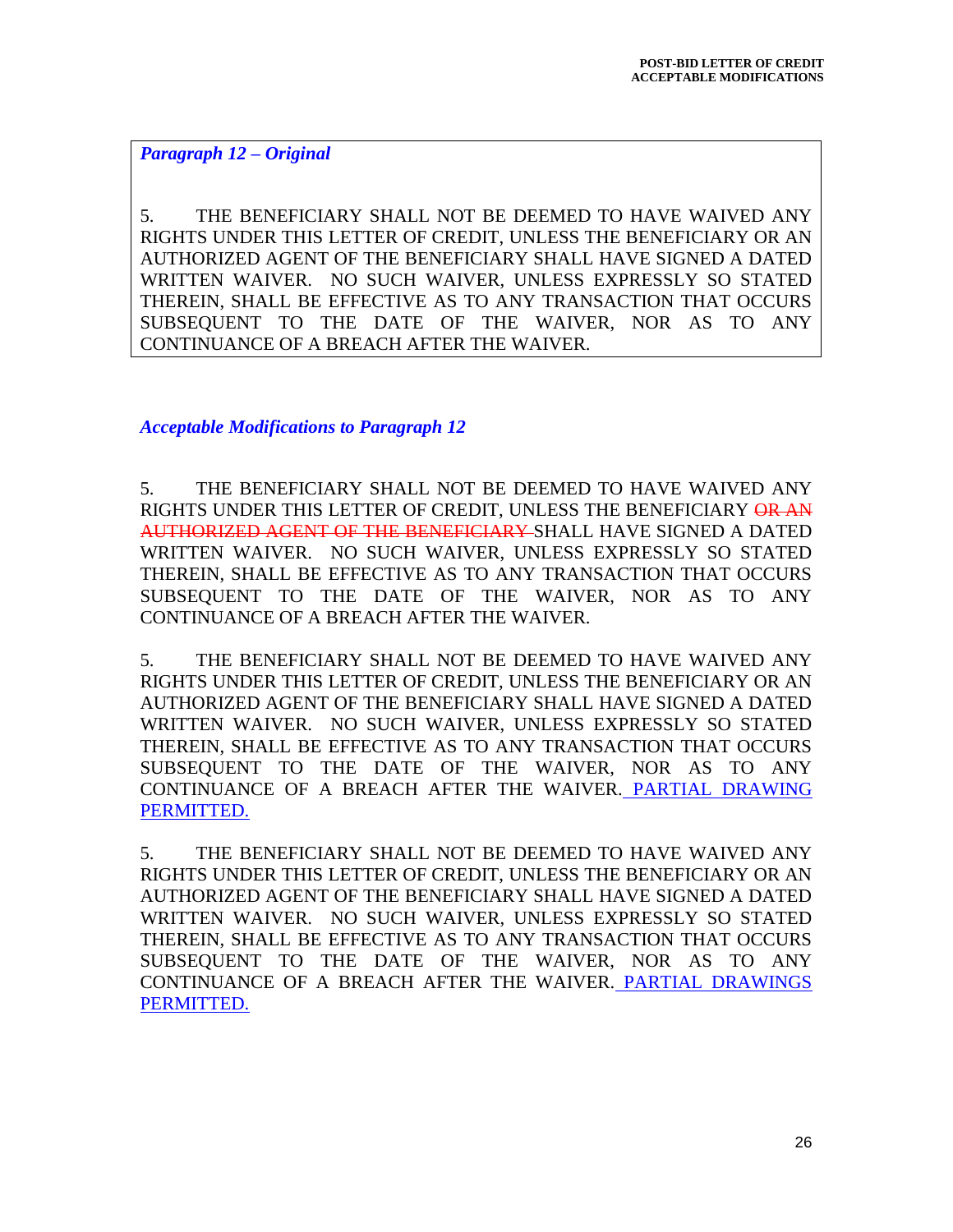*Paragraph 12 – Original*

5. THE BENEFICIARY SHALL NOT BE DEEMED TO HAVE WAIVED ANY RIGHTS UNDER THIS LETTER OF CREDIT, UNLESS THE BENEFICIARY OR AN AUTHORIZED AGENT OF THE BENEFICIARY SHALL HAVE SIGNED A DATED WRITTEN WAIVER. NO SUCH WAIVER, UNLESS EXPRESSLY SO STATED THEREIN, SHALL BE EFFECTIVE AS TO ANY TRANSACTION THAT OCCURS SUBSEQUENT TO THE DATE OF THE WAIVER, NOR AS TO ANY CONTINUANCE OF A BREACH AFTER THE WAIVER.

*Acceptable Modifications to Paragraph 12*

5. THE BENEFICIARY SHALL NOT BE DEEMED TO HAVE WAIVED ANY RIGHTS UNDER THIS LETTER OF CREDIT, UNLESS THE BENEFICIARY ~~OR AN AUTHORIZED AGENT OF THE BENEFICIARY~~ SHALL HAVE SIGNED A DATED WRITTEN WAIVER. NO SUCH WAIVER, UNLESS EXPRESSLY SO STATED THEREIN, SHALL BE EFFECTIVE AS TO ANY TRANSACTION THAT OCCURS SUBSEQUENT TO THE DATE OF THE WAIVER, NOR AS TO ANY CONTINUANCE OF A BREACH AFTER THE WAIVER.

5. THE BENEFICIARY SHALL NOT BE DEEMED TO HAVE WAIVED ANY RIGHTS UNDER THIS LETTER OF CREDIT, UNLESS THE BENEFICIARY OR AN AUTHORIZED AGENT OF THE BENEFICIARY SHALL HAVE SIGNED A DATED WRITTEN WAIVER. NO SUCH WAIVER, UNLESS EXPRESSLY SO STATED THEREIN, SHALL BE EFFECTIVE AS TO ANY TRANSACTION THAT OCCURS SUBSEQUENT TO THE DATE OF THE WAIVER, NOR AS TO ANY CONTINUANCE OF A BREACH AFTER THE WAIVER. PARTIAL DRAWING PERMITTED.

5. THE BENEFICIARY SHALL NOT BE DEEMED TO HAVE WAIVED ANY RIGHTS UNDER THIS LETTER OF CREDIT, UNLESS THE BENEFICIARY OR AN AUTHORIZED AGENT OF THE BENEFICIARY SHALL HAVE SIGNED A DATED WRITTEN WAIVER. NO SUCH WAIVER, UNLESS EXPRESSLY SO STATED THEREIN, SHALL BE EFFECTIVE AS TO ANY TRANSACTION THAT OCCURS SUBSEQUENT TO THE DATE OF THE WAIVER, NOR AS TO ANY CONTINUANCE OF A BREACH AFTER THE WAIVER. PARTIAL DRAWINGS PERMITTED.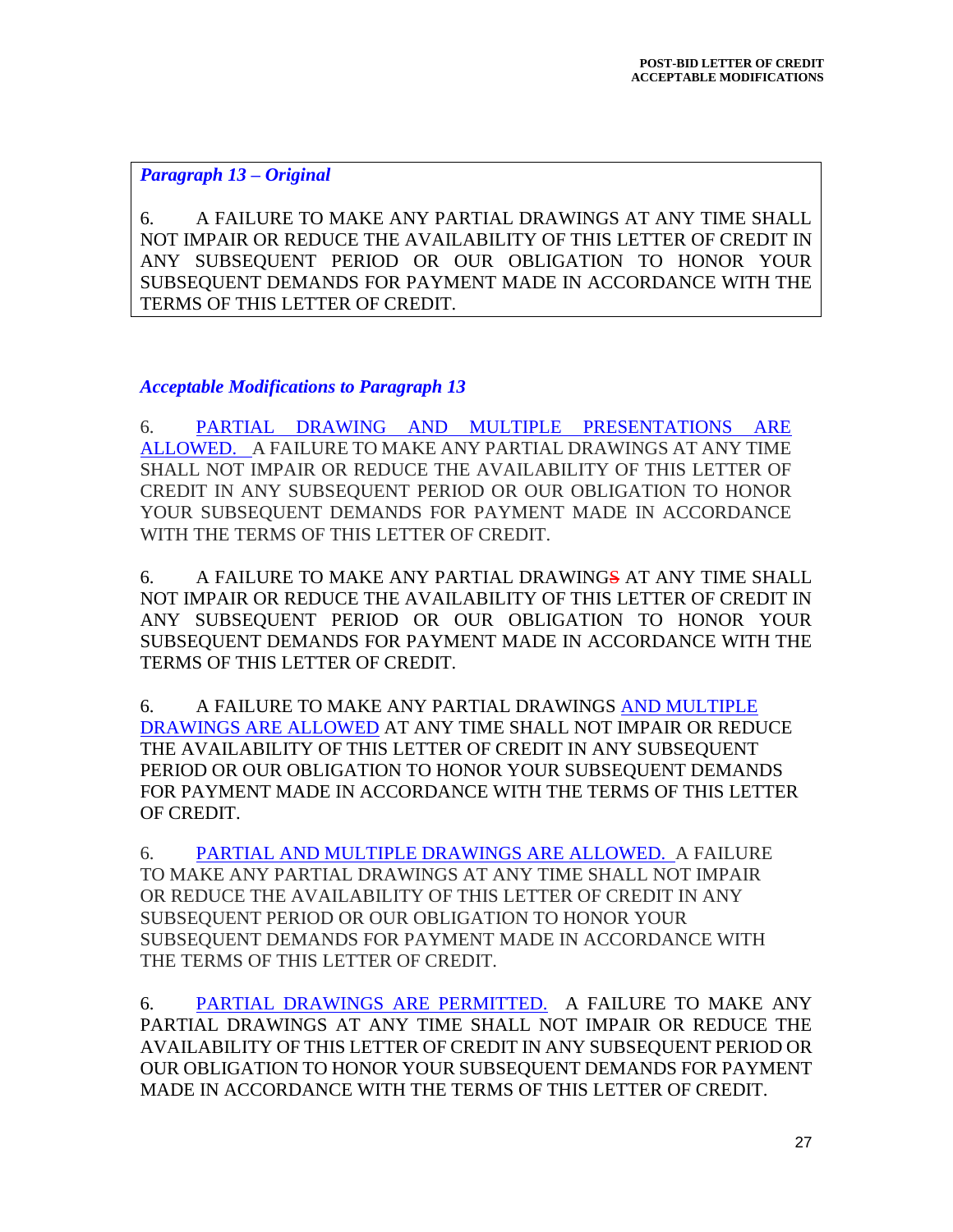***Paragraph 13 – Original***

6. A FAILURE TO MAKE ANY PARTIAL DRAWINGS AT ANY TIME SHALL NOT IMPAIR OR REDUCE THE AVAILABILITY OF THIS LETTER OF CREDIT IN ANY SUBSEQUENT PERIOD OR OUR OBLIGATION TO HONOR YOUR SUBSEQUENT DEMANDS FOR PAYMENT MADE IN ACCORDANCE WITH THE TERMS OF THIS LETTER OF CREDIT.

***Acceptable Modifications to Paragraph 13***

6. <u>PARTIAL DRAWING AND MULTIPLE PRESENTATIONS ARE ALLOWED.</u> A FAILURE TO MAKE ANY PARTIAL DRAWINGS AT ANY TIME SHALL NOT IMPAIR OR REDUCE THE AVAILABILITY OF THIS LETTER OF CREDIT IN ANY SUBSEQUENT PERIOD OR OUR OBLIGATION TO HONOR YOUR SUBSEQUENT DEMANDS FOR PAYMENT MADE IN ACCORDANCE WITH THE TERMS OF THIS LETTER OF CREDIT.

6. A FAILURE TO MAKE ANY PARTIAL DRAWING~~S~~ AT ANY TIME SHALL NOT IMPAIR OR REDUCE THE AVAILABILITY OF THIS LETTER OF CREDIT IN ANY SUBSEQUENT PERIOD OR OUR OBLIGATION TO HONOR YOUR SUBSEQUENT DEMANDS FOR PAYMENT MADE IN ACCORDANCE WITH THE TERMS OF THIS LETTER OF CREDIT.

6. A FAILURE TO MAKE ANY PARTIAL DRAWINGS <u>AND MULTIPLE DRAWINGS ARE ALLOWED</u> AT ANY TIME SHALL NOT IMPAIR OR REDUCE THE AVAILABILITY OF THIS LETTER OF CREDIT IN ANY SUBSEQUENT PERIOD OR OUR OBLIGATION TO HONOR YOUR SUBSEQUENT DEMANDS FOR PAYMENT MADE IN ACCORDANCE WITH THE TERMS OF THIS LETTER OF CREDIT.

6. <u>PARTIAL AND MULTIPLE DRAWINGS ARE ALLOWED.</u> A FAILURE TO MAKE ANY PARTIAL DRAWINGS AT ANY TIME SHALL NOT IMPAIR OR REDUCE THE AVAILABILITY OF THIS LETTER OF CREDIT IN ANY SUBSEQUENT PERIOD OR OUR OBLIGATION TO HONOR YOUR SUBSEQUENT DEMANDS FOR PAYMENT MADE IN ACCORDANCE WITH THE TERMS OF THIS LETTER OF CREDIT.

6. <u>PARTIAL DRAWINGS ARE PERMITTED.</u> A FAILURE TO MAKE ANY PARTIAL DRAWINGS AT ANY TIME SHALL NOT IMPAIR OR REDUCE THE AVAILABILITY OF THIS LETTER OF CREDIT IN ANY SUBSEQUENT PERIOD OR OUR OBLIGATION TO HONOR YOUR SUBSEQUENT DEMANDS FOR PAYMENT MADE IN ACCORDANCE WITH THE TERMS OF THIS LETTER OF CREDIT.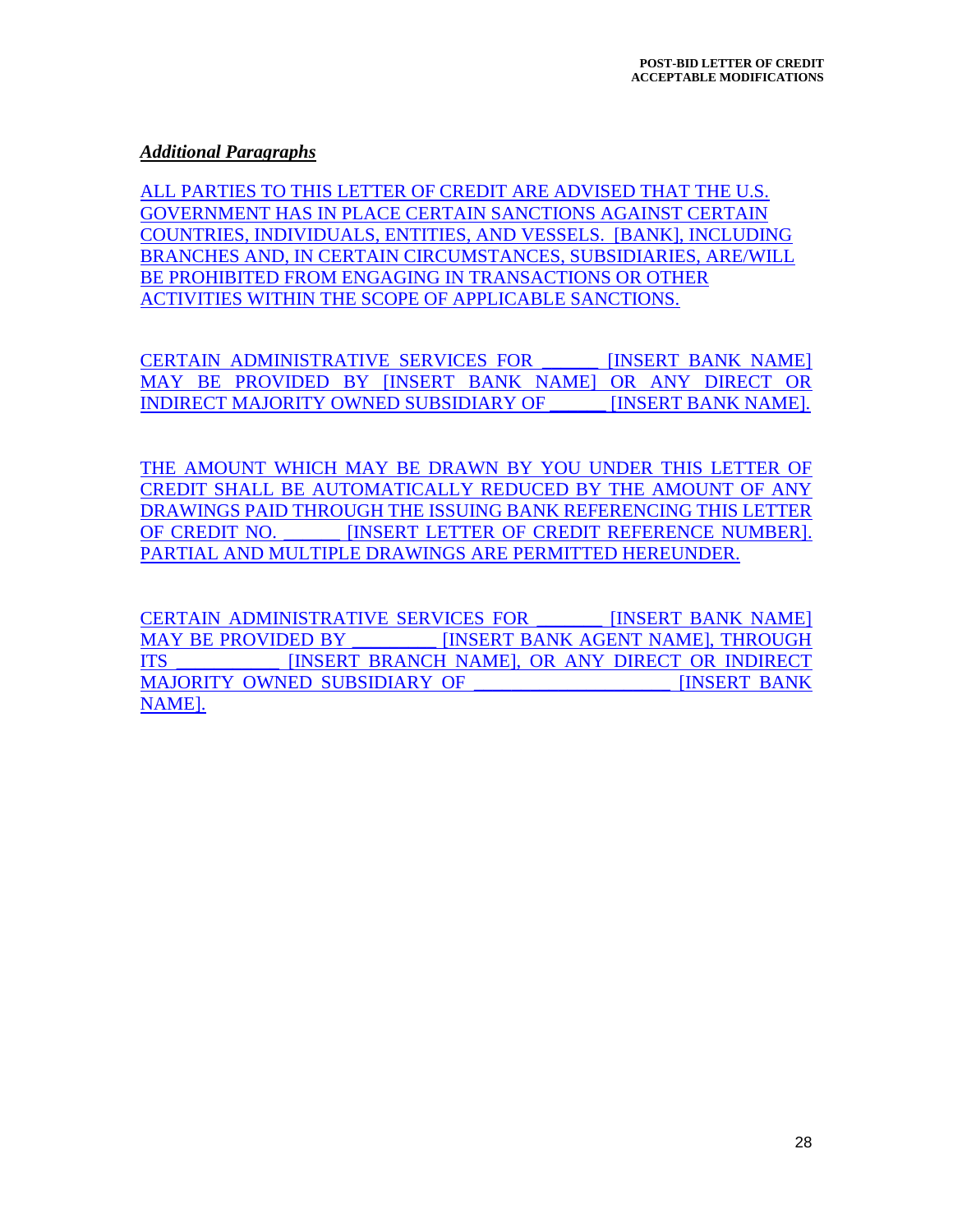***Additional Paragraphs***

ALL PARTIES TO THIS LETTER OF CREDIT ARE ADVISED THAT THE U.S. GOVERNMENT HAS IN PLACE CERTAIN SANCTIONS AGAINST CERTAIN COUNTRIES, INDIVIDUALS, ENTITIES, AND VESSELS. [BANK], INCLUDING BRANCHES AND, IN CERTAIN CIRCUMSTANCES, SUBSIDIARIES, ARE/WILL BE PROHIBITED FROM ENGAGING IN TRANSACTIONS OR OTHER ACTIVITIES WITHIN THE SCOPE OF APPLICABLE SANCTIONS.

CERTAIN ADMINISTRATIVE SERVICES FOR ______ [INSERT BANK NAME] MAY BE PROVIDED BY [INSERT BANK NAME] OR ANY DIRECT OR INDIRECT MAJORITY OWNED SUBSIDIARY OF ______ [INSERT BANK NAME].

THE AMOUNT WHICH MAY BE DRAWN BY YOU UNDER THIS LETTER OF CREDIT SHALL BE AUTOMATICALLY REDUCED BY THE AMOUNT OF ANY DRAWINGS PAID THROUGH THE ISSUING BANK REFERENCING THIS LETTER OF CREDIT NO. ______ [INSERT LETTER OF CREDIT REFERENCE NUMBER]. PARTIAL AND MULTIPLE DRAWINGS ARE PERMITTED HEREUNDER.

CERTAIN ADMINISTRATIVE SERVICES FOR _______ [INSERT BANK NAME] MAY BE PROVIDED BY _________ [INSERT BANK AGENT NAME], THROUGH ITS ___________ [INSERT BRANCH NAME], OR ANY DIRECT OR INDIRECT MAJORITY OWNED SUBSIDIARY OF _____________________ [INSERT BANK NAME].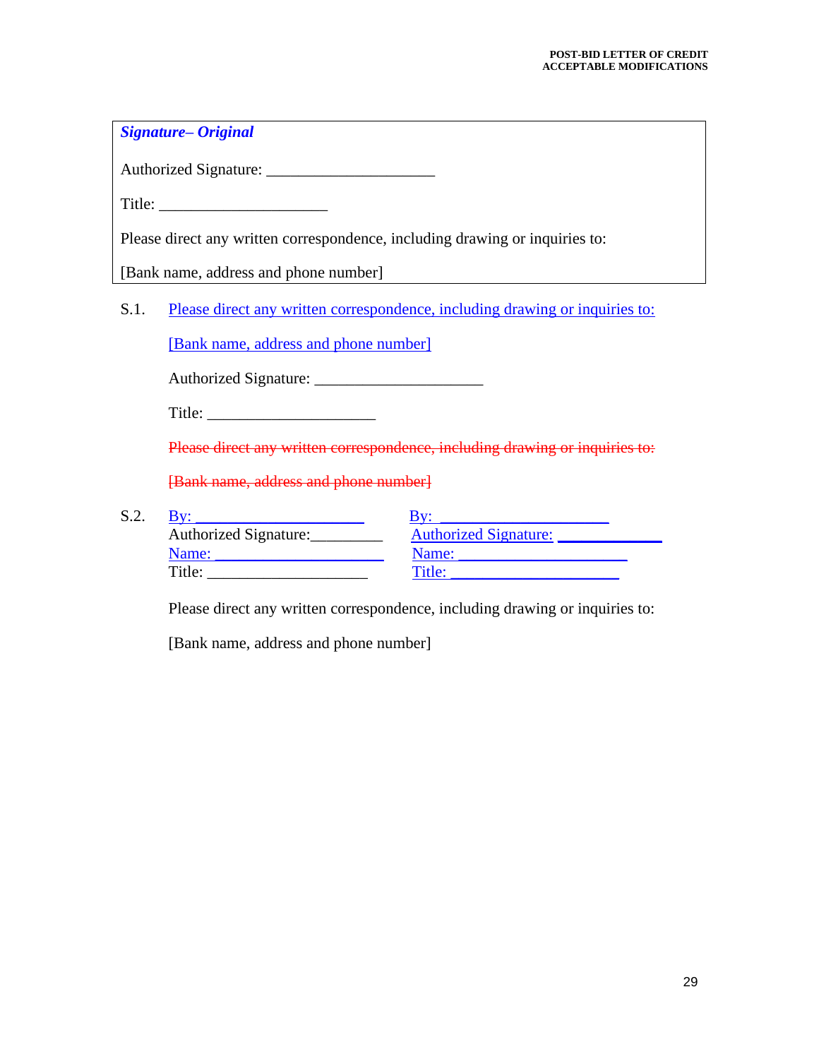***Signature– Original***

Authorized Signature: ____________________

Title: ____________________

Please direct any written correspondence, including drawing or inquiries to:

[Bank name, address and phone number]

S.1. Please direct any written correspondence, including drawing or inquiries to:

[Bank name, address and phone number]

Authorized Signature: ____________________

Title: ____________________

~~Please direct any written correspondence, including drawing or inquiries to:~~

~~[Bank name, address and phone number]~~

S.2.

| | |
|---|---|
| By: ____________________ | By: ____________________ |
| Authorized Signature:_________ | Authorized Signature: ____________ |
| Name: ____________________ | Name: ____________________ |
| Title: ____________________ | Title: ____________________ |

Please direct any written correspondence, including drawing or inquiries to:

[Bank name, address and phone number]